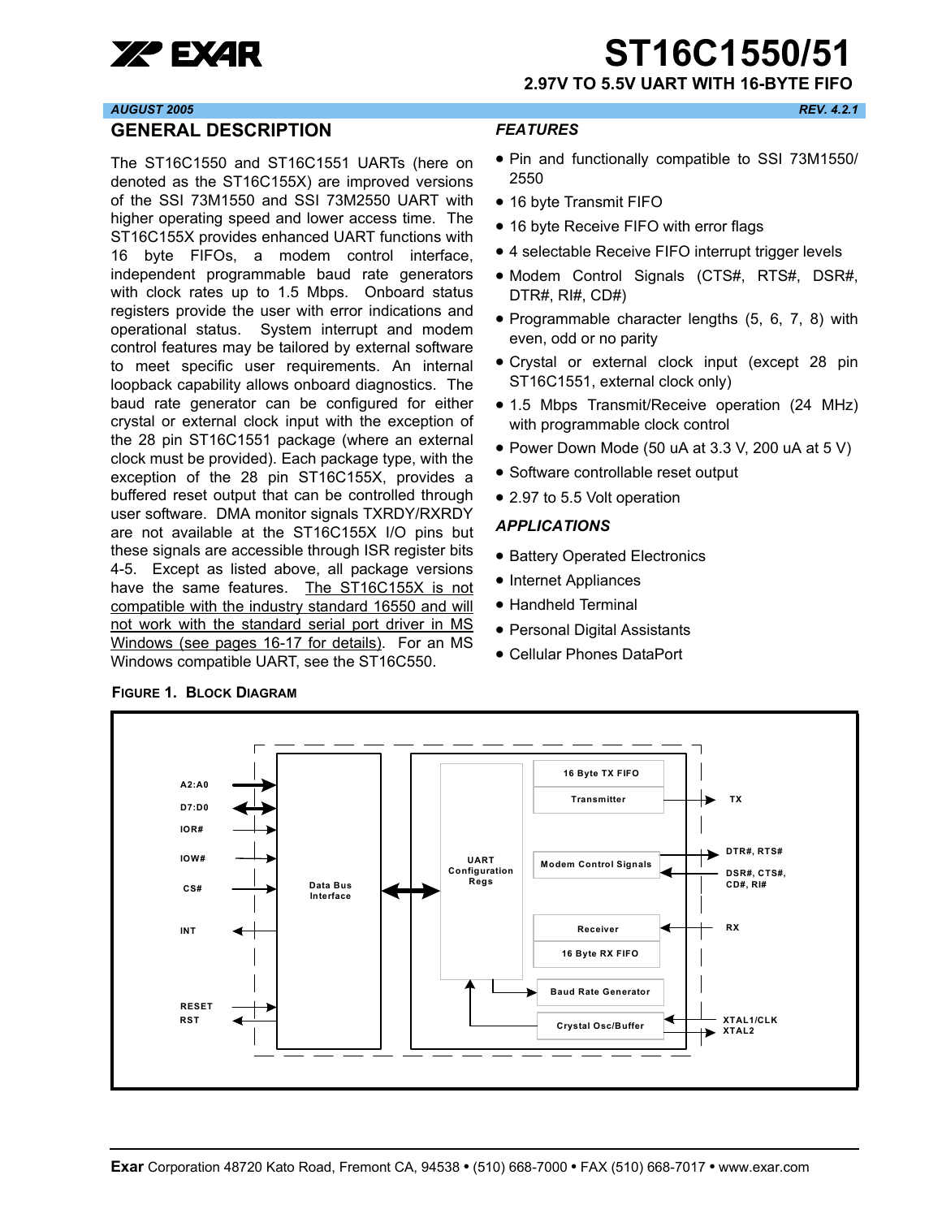# ST16C1550/51

## 2.97V TO 5.5V UART WITH 16-BYTE FIFO

*AUGUST 2005* *REV. 4.2.1*

## GENERAL DESCRIPTION

The ST16C1550 and ST16C1551 UARTs (here on denoted as the ST16C155X) are improved versions of the SSI 73M1550 and SSI 73M2550 UART with higher operating speed and lower access time. The ST16C155X provides enhanced UART functions with 16 byte FIFOs, a modem control interface, independent programmable baud rate generators with clock rates up to 1.5 Mbps. Onboard status registers provide the user with error indications and operational status. System interrupt and modem control features may be tailored by external software to meet specific user requirements. An internal loopback capability allows onboard diagnostics. The baud rate generator can be configured for either crystal or external clock input with the exception of the 28 pin ST16C1551 package (where an external clock must be provided). Each package type, with the exception of the 28 pin ST16C155X, provides a buffered reset output that can be controlled through user software. DMA monitor signals TXRDY/RXRDY are not available at the ST16C155X I/O pins but these signals are accessible through ISR register bits 4-5. Except as listed above, all package versions have the same features. The ST16C155X is not compatible with the industry standard 16550 and will not work with the standard serial port driver in MS Windows (see pages 16-17 for details). For an MS Windows compatible UART, see the ST16C550.

## FEATURES

- Pin and functionally compatible to SSI 73M1550/2550
- 16 byte Transmit FIFO
- 16 byte Receive FIFO with error flags
- 4 selectable Receive FIFO interrupt trigger levels
- Modem Control Signals (CTS#, RTS#, DSR#, DTR#, RI#, CD#)
- Programmable character lengths (5, 6, 7, 8) with even, odd or no parity
- Crystal or external clock input (except 28 pin ST16C1551, external clock only)
- 1.5 Mbps Transmit/Receive operation (24 MHz) with programmable clock control
- Power Down Mode (50 uA at 3.3 V, 200 uA at 5 V)
- Software controllable reset output
- 2.97 to 5.5 Volt operation

## APPLICATIONS

- Battery Operated Electronics
- Internet Appliances
- Handheld Terminal
- Personal Digital Assistants
- Cellular Phones DataPort

**FIGURE 1. BLOCK DIAGRAM**

A2:A0, D7:D0, IOR#, IOW#, CS#, INT, RESET, RST — Data Bus Interface — UART Configuration Regs — 16 Byte TX FIFO, Transmitter (TX), Modem Control Signals (DTR#, RTS#; DSR#, CTS#, CD#, RI#), Receiver, 16 Byte RX FIFO (RX), Baud Rate Generator, Crystal Osc/Buffer (XTAL1/CLK, XTAL2)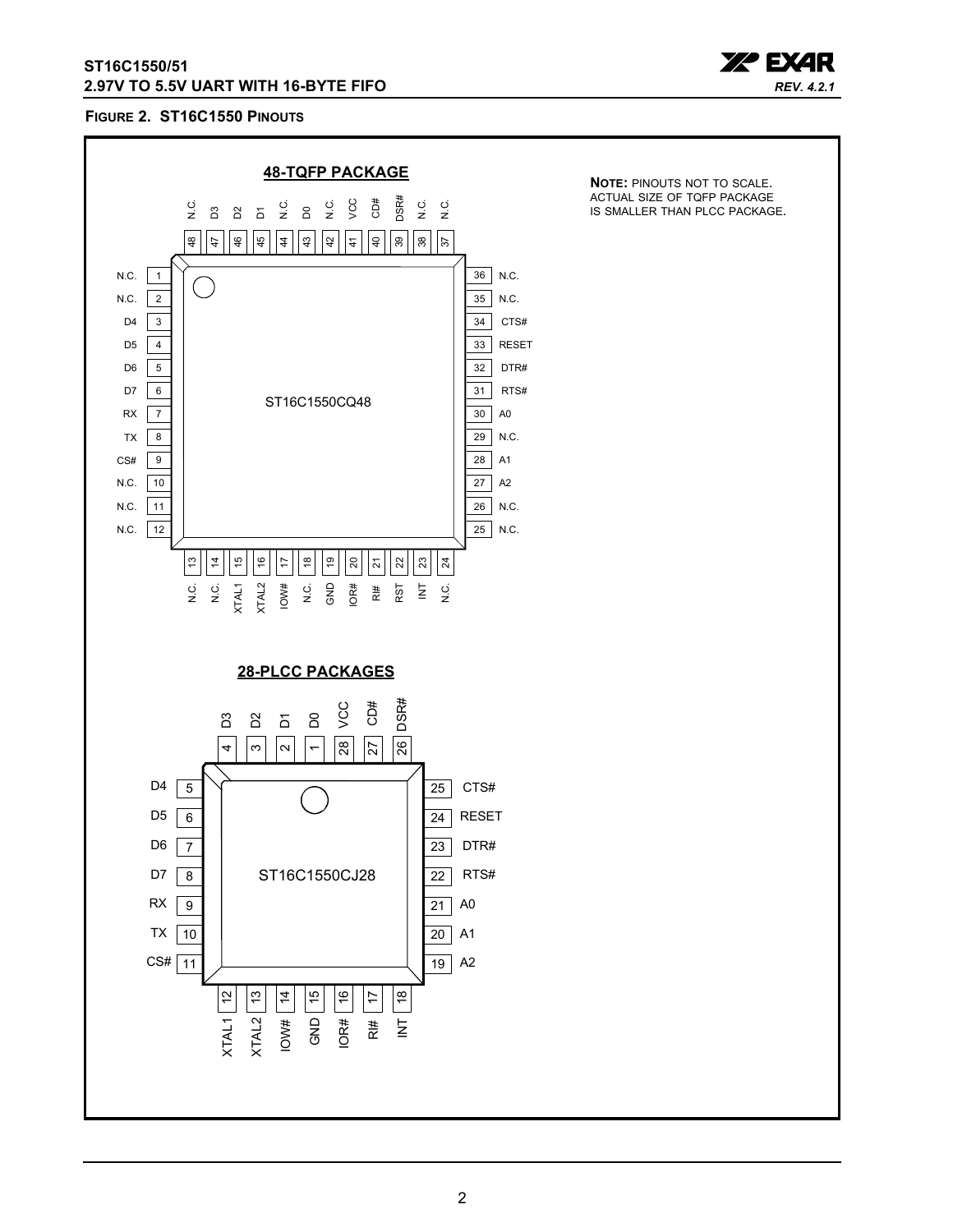**FIGURE 2. ST16C1550 PINOUTS**

**NOTE:** PINOUTS NOT TO SCALE. ACTUAL SIZE OF TQFP PACKAGE IS SMALLER THAN PLCC PACKAGE.

**48-TQFP PACKAGE**

ST16C1550CQ48

| Pin | Name | Pin | Name | Pin | Name | Pin | Name |
|---|---|---|---|---|---|---|---|
| 1 | N.C. | 13 | N.C. | 25 | N.C. | 37 | N.C. |
| 2 | N.C. | 14 | N.C. | 26 | N.C. | 38 | N.C. |
| 3 | D4 | 15 | XTAL1 | 27 | A2 | 39 | DSR# |
| 4 | D5 | 16 | XTAL2 | 28 | A1 | 40 | CD# |
| 5 | D6 | 17 | IOW# | 29 | N.C. | 41 | VCC |
| 6 | D7 | 18 | N.C. | 30 | A0 | 42 | N.C. |
| 7 | RX | 19 | GND | 31 | RTS# | 43 | D0 |
| 8 | TX | 20 | IOR# | 32 | DTR# | 44 | N.C. |
| 9 | CS# | 21 | RI# | 33 | RESET | 45 | D1 |
| 10 | N.C. | 22 | RST | 34 | CTS# | 46 | D2 |
| 11 | N.C. | 23 | INT | 35 | N.C. | 47 | D3 |
| 12 | N.C. | 24 | N.C. | 36 | N.C. | 48 | N.C. |

**28-PLCC PACKAGES**

ST16C1550CJ28

| Pin | Name | Pin | Name |
|---|---|---|---|
| 1 | D0 | 15 | GND |
| 2 | D1 | 16 | IOR# |
| 3 | D2 | 17 | RI# |
| 4 | D3 | 18 | INT |
| 5 | D4 | 19 | A2 |
| 6 | D5 | 20 | A1 |
| 7 | D6 | 21 | A0 |
| 8 | D7 | 22 | RTS# |
| 9 | RX | 23 | DTR# |
| 10 | TX | 24 | RESET |
| 11 | CS# | 25 | CTS# |
| 12 | XTAL1 | 26 | DSR# |
| 13 | XTAL2 | 27 | CD# |
| 14 | IOW# | 28 | VCC |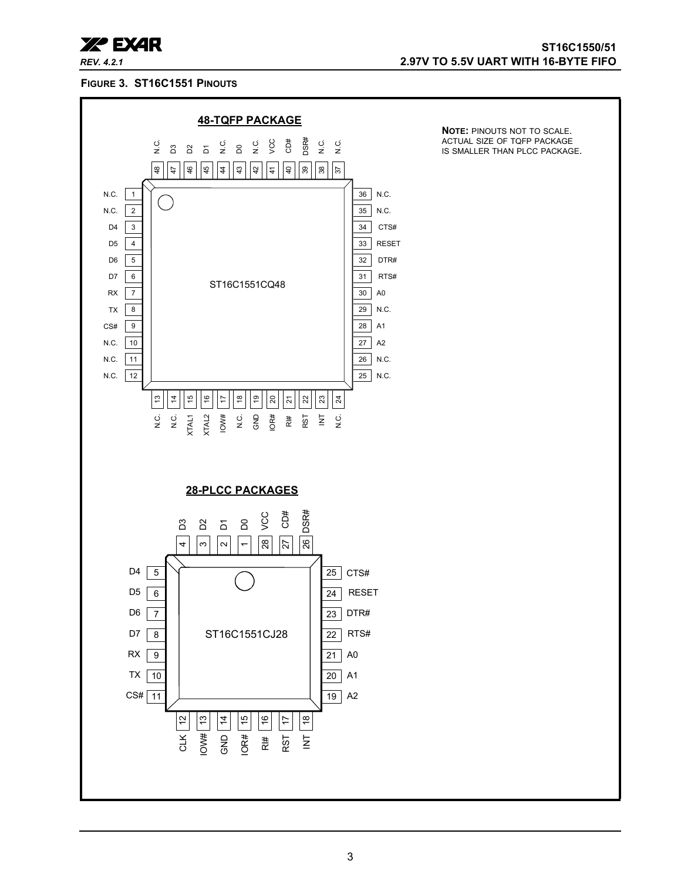**FIGURE 3. ST16C1551 PINOUTS**

**48-TQFP PACKAGE**

**NOTE:** PINOUTS NOT TO SCALE. ACTUAL SIZE OF TQFP PACKAGE IS SMALLER THAN PLCC PACKAGE.

ST16C1551CQ48

| Pin | Name | Pin | Name | Pin | Name | Pin | Name |
|---|---|---|---|---|---|---|---|
| 1 | N.C. | 13 | N.C. | 25 | N.C. | 37 | N.C. |
| 2 | N.C. | 14 | N.C. | 26 | N.C. | 38 | N.C. |
| 3 | D4 | 15 | XTAL1 | 27 | A2 | 39 | DSR# |
| 4 | D5 | 16 | XTAL2 | 28 | A1 | 40 | CD# |
| 5 | D6 | 17 | IOW# | 29 | N.C. | 41 | VCC |
| 6 | D7 | 18 | N.C. | 30 | A0 | 42 | N.C. |
| 7 | RX | 19 | GND | 31 | RTS# | 43 | D0 |
| 8 | TX | 20 | IOR# | 32 | DTR# | 44 | N.C. |
| 9 | CS# | 21 | RI# | 33 | RESET | 45 | D1 |
| 10 | N.C. | 22 | RST | 34 | CTS# | 46 | D2 |
| 11 | N.C. | 23 | INT | 35 | N.C. | 47 | D3 |
| 12 | N.C. | 24 | N.C. | 36 | N.C. | 48 | N.C. |

**28-PLCC PACKAGES**

ST16C1551CJ28

| Pin | Name | Pin | Name | Pin | Name | Pin | Name |
|---|---|---|---|---|---|---|---|
| 1 | D0 | 8 | D7 | 15 | IOR# | 22 | RTS# |
| 2 | D1 | 9 | RX | 16 | RI# | 23 | DTR# |
| 3 | D2 | 10 | TX | 17 | RST | 24 | RESET |
| 4 | D3 | 11 | CS# | 18 | INT | 25 | CTS# |
| 5 | D4 | 12 | CLK | 19 | A2 | 26 | DSR# |
| 6 | D5 | 13 | IOW# | 20 | A1 | 27 | CD# |
| 7 | D6 | 14 | GND | 21 | A0 | 28 | VCC |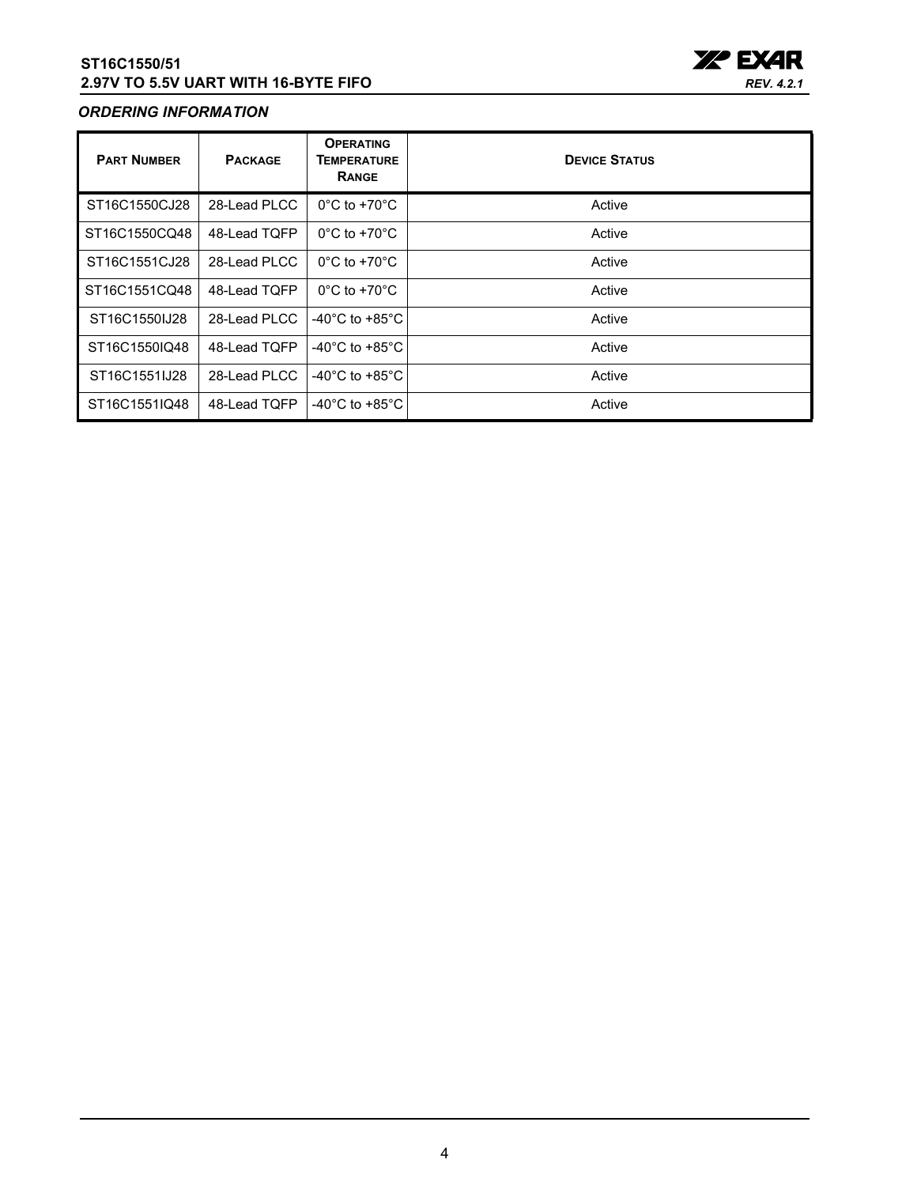## ORDERING INFORMATION

| Part Number | Package | Operating Temperature Range | Device Status |
|---|---|---|---|
| ST16C1550CJ28 | 28-Lead PLCC | 0°C to +70°C | Active |
| ST16C1550CQ48 | 48-Lead TQFP | 0°C to +70°C | Active |
| ST16C1551CJ28 | 28-Lead PLCC | 0°C to +70°C | Active |
| ST16C1551CQ48 | 48-Lead TQFP | 0°C to +70°C | Active |
| ST16C1550IJ28 | 28-Lead PLCC | -40°C to +85°C | Active |
| ST16C1550IQ48 | 48-Lead TQFP | -40°C to +85°C | Active |
| ST16C1551IJ28 | 28-Lead PLCC | -40°C to +85°C | Active |
| ST16C1551IQ48 | 48-Lead TQFP | -40°C to +85°C | Active |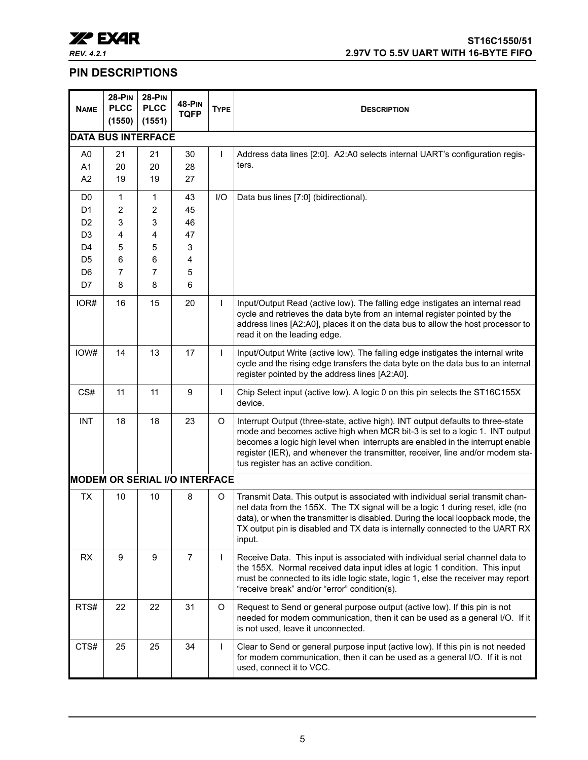## PIN DESCRIPTIONS

| NAME | 28-PIN PLCC (1550) | 28-PIN PLCC (1551) | 48-PIN TQFP | TYPE | DESCRIPTION |
|---|---|---|---|---|---|
| **DATA BUS INTERFACE** | | | | | |
| A0<br>A1<br>A2 | 21<br>20<br>19 | 21<br>20<br>19 | 30<br>28<br>27 | I | Address data lines [2:0]. A2:A0 selects internal UART's configuration registers. |
| D0<br>D1<br>D2<br>D3<br>D4<br>D5<br>D6<br>D7 | 1<br>2<br>3<br>4<br>5<br>6<br>7<br>8 | 1<br>2<br>3<br>4<br>5<br>6<br>7<br>8 | 43<br>45<br>46<br>47<br>3<br>4<br>5<br>6 | I/O | Data bus lines [7:0] (bidirectional). |
| IOR# | 16 | 15 | 20 | I | Input/Output Read (active low). The falling edge instigates an internal read cycle and retrieves the data byte from an internal register pointed by the address lines [A2:A0], places it on the data bus to allow the host processor to read it on the leading edge. |
| IOW# | 14 | 13 | 17 | I | Input/Output Write (active low). The falling edge instigates the internal write cycle and the rising edge transfers the data byte on the data bus to an internal register pointed by the address lines [A2:A0]. |
| CS# | 11 | 11 | 9 | I | Chip Select input (active low). A logic 0 on this pin selects the ST16C155X device. |
| INT | 18 | 18 | 23 | O | Interrupt Output (three-state, active high). INT output defaults to three-state mode and becomes active high when MCR bit-3 is set to a logic 1. INT output becomes a logic high level when interrupts are enabled in the interrupt enable register (IER), and whenever the transmitter, receiver, line and/or modem status register has an active condition. |
| **MODEM OR SERIAL I/O INTERFACE** | | | | | |
| TX | 10 | 10 | 8 | O | Transmit Data. This output is associated with individual serial transmit channel data from the 155X. The TX signal will be a logic 1 during reset, idle (no data), or when the transmitter is disabled. During the local loopback mode, the TX output pin is disabled and TX data is internally connected to the UART RX input. |
| RX | 9 | 9 | 7 | I | Receive Data. This input is associated with individual serial channel data to the 155X. Normal received data input idles at logic 1 condition. This input must be connected to its idle logic state, logic 1, else the receiver may report "receive break" and/or "error" condition(s). |
| RTS# | 22 | 22 | 31 | O | Request to Send or general purpose output (active low). If this pin is not needed for modem communication, then it can be used as a general I/O. If it is not used, leave it unconnected. |
| CTS# | 25 | 25 | 34 | I | Clear to Send or general purpose input (active low). If this pin is not needed for modem communication, then it can be used as a general I/O. If it is not used, connect it to VCC. |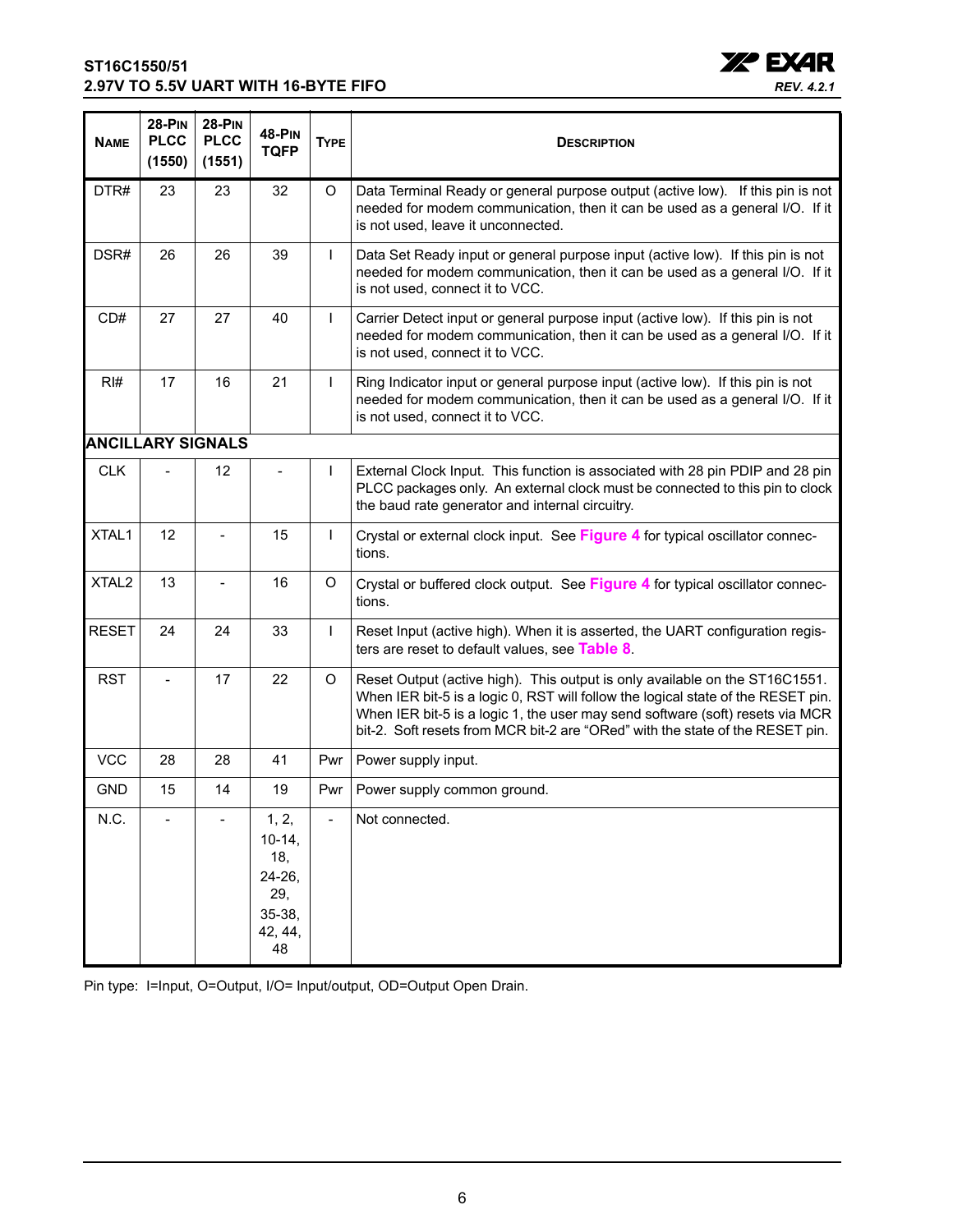| Name | 28-Pin PLCC (1550) | 28-Pin PLCC (1551) | 48-Pin TQFP | Type | Description |
|---|---|---|---|---|---|
| DTR# | 23 | 23 | 32 | O | Data Terminal Ready or general purpose output (active low). If this pin is not needed for modem communication, then it can be used as a general I/O. If it is not used, leave it unconnected. |
| DSR# | 26 | 26 | 39 | I | Data Set Ready input or general purpose input (active low). If this pin is not needed for modem communication, then it can be used as a general I/O. If it is not used, connect it to VCC. |
| CD# | 27 | 27 | 40 | I | Carrier Detect input or general purpose input (active low). If this pin is not needed for modem communication, then it can be used as a general I/O. If it is not used, connect it to VCC. |
| RI# | 17 | 16 | 21 | I | Ring Indicator input or general purpose input (active low). If this pin is not needed for modem communication, then it can be used as a general I/O. If it is not used, connect it to VCC. |
| **ANCILLARY SIGNALS** | | | | | |
| CLK | - | 12 | - | I | External Clock Input. This function is associated with 28 pin PDIP and 28 pin PLCC packages only. An external clock must be connected to this pin to clock the baud rate generator and internal circuitry. |
| XTAL1 | 12 | - | 15 | I | Crystal or external clock input. See **Figure 4** for typical oscillator connections. |
| XTAL2 | 13 | - | 16 | O | Crystal or buffered clock output. See **Figure 4** for typical oscillator connections. |
| RESET | 24 | 24 | 33 | I | Reset Input (active high). When it is asserted, the UART configuration registers are reset to default values, see **Table 8**. |
| RST | - | 17 | 22 | O | Reset Output (active high). This output is only available on the ST16C1551. When IER bit-5 is a logic 0, RST will follow the logical state of the RESET pin. When IER bit-5 is a logic 1, the user may send software (soft) resets via MCR bit-2. Soft resets from MCR bit-2 are "ORed" with the state of the RESET pin. |
| VCC | 28 | 28 | 41 | Pwr | Power supply input. |
| GND | 15 | 14 | 19 | Pwr | Power supply common ground. |
| N.C. | - | - | 1, 2, 10-14, 18, 24-26, 29, 35-38, 42, 44, 48 | - | Not connected. |

Pin type: I=Input, O=Output, I/O= Input/output, OD=Output Open Drain.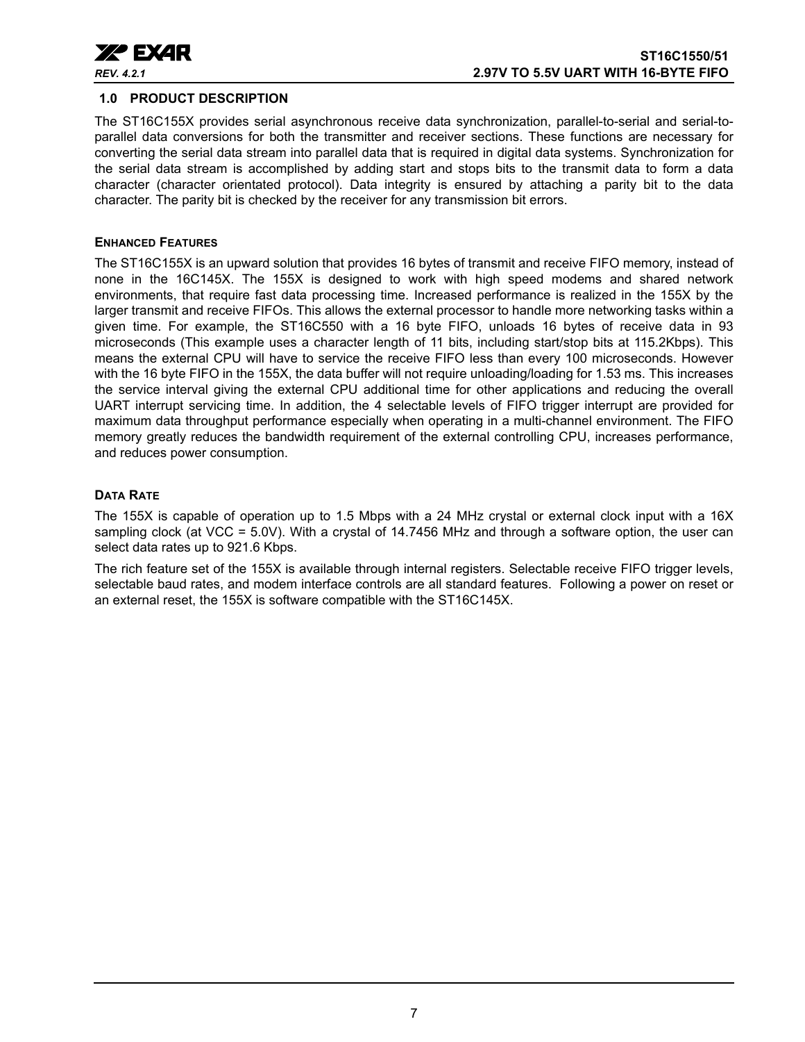## 1.0 PRODUCT DESCRIPTION

The ST16C155X provides serial asynchronous receive data synchronization, parallel-to-serial and serial-to-parallel data conversions for both the transmitter and receiver sections. These functions are necessary for converting the serial data stream into parallel data that is required in digital data systems. Synchronization for the serial data stream is accomplished by adding start and stops bits to the transmit data to form a data character (character orientated protocol). Data integrity is ensured by attaching a parity bit to the data character. The parity bit is checked by the receiver for any transmission bit errors.

### ENHANCED FEATURES

The ST16C155X is an upward solution that provides 16 bytes of transmit and receive FIFO memory, instead of none in the 16C145X. The 155X is designed to work with high speed modems and shared network environments, that require fast data processing time. Increased performance is realized in the 155X by the larger transmit and receive FIFOs. This allows the external processor to handle more networking tasks within a given time. For example, the ST16C550 with a 16 byte FIFO, unloads 16 bytes of receive data in 93 microseconds (This example uses a character length of 11 bits, including start/stop bits at 115.2Kbps). This means the external CPU will have to service the receive FIFO less than every 100 microseconds. However with the 16 byte FIFO in the 155X, the data buffer will not require unloading/loading for 1.53 ms. This increases the service interval giving the external CPU additional time for other applications and reducing the overall UART interrupt servicing time. In addition, the 4 selectable levels of FIFO trigger interrupt are provided for maximum data throughput performance especially when operating in a multi-channel environment. The FIFO memory greatly reduces the bandwidth requirement of the external controlling CPU, increases performance, and reduces power consumption.

### DATA RATE

The 155X is capable of operation up to 1.5 Mbps with a 24 MHz crystal or external clock input with a 16X sampling clock (at VCC = 5.0V). With a crystal of 14.7456 MHz and through a software option, the user can select data rates up to 921.6 Kbps.

The rich feature set of the 155X is available through internal registers. Selectable receive FIFO trigger levels, selectable baud rates, and modem interface controls are all standard features. Following a power on reset or an external reset, the 155X is software compatible with the ST16C145X.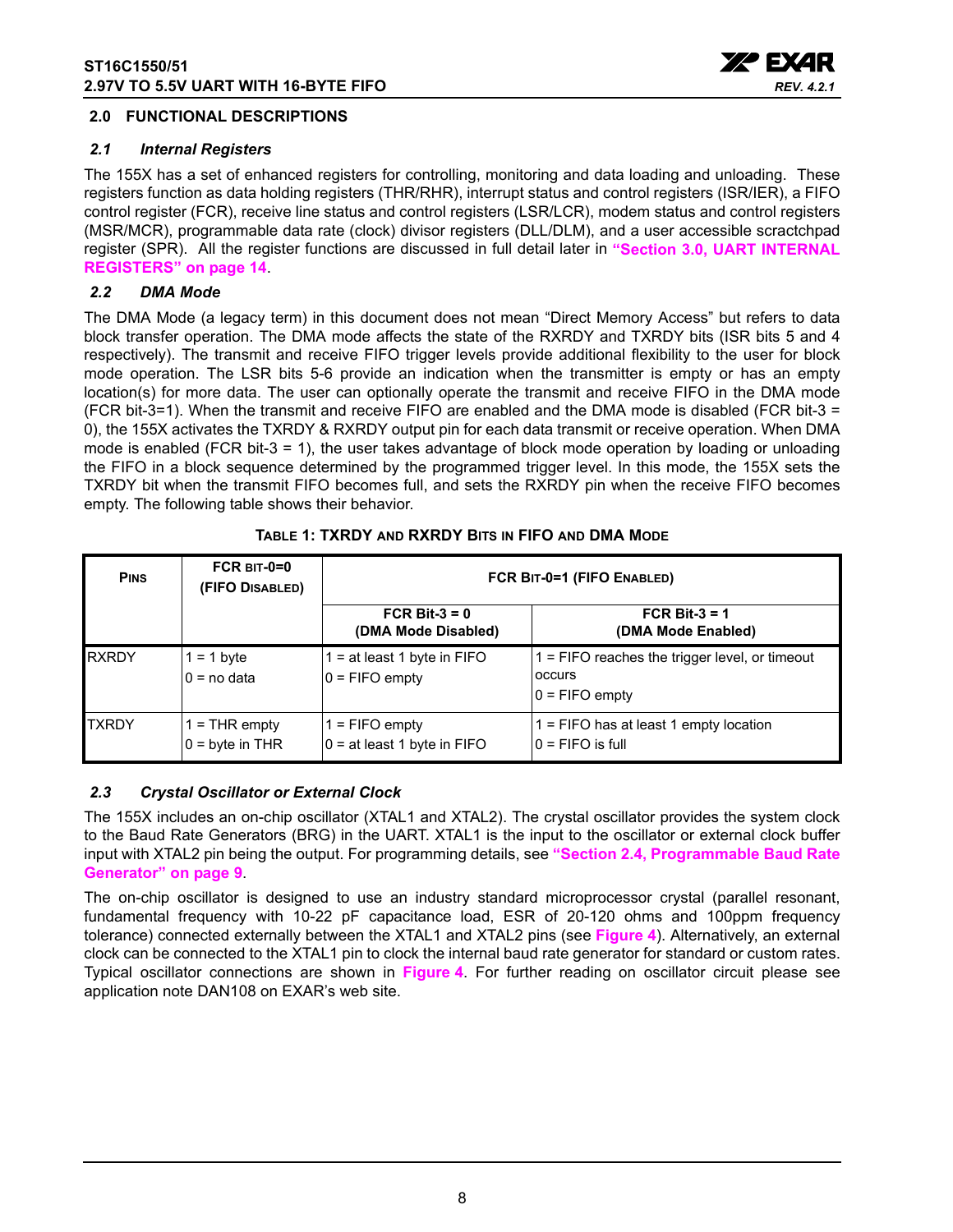## 2.0 FUNCTIONAL DESCRIPTIONS

### *2.1 Internal Registers*

The 155X has a set of enhanced registers for controlling, monitoring and data loading and unloading. These registers function as data holding registers (THR/RHR), interrupt status and control registers (ISR/IER), a FIFO control register (FCR), receive line status and control registers (LSR/LCR), modem status and control registers (MSR/MCR), programmable data rate (clock) divisor registers (DLL/DLM), and a user accessible scratchpad register (SPR). All the register functions are discussed in full detail later in **"Section 3.0, UART INTERNAL REGISTERS" on page 14**.

### *2.2 DMA Mode*

The DMA Mode (a legacy term) in this document does not mean "Direct Memory Access" but refers to data block transfer operation. The DMA mode affects the state of the RXRDY and TXRDY bits (ISR bits 5 and 4 respectively). The transmit and receive FIFO trigger levels provide additional flexibility to the user for block mode operation. The LSR bits 5-6 provide an indication when the transmitter is empty or has an empty location(s) for more data. The user can optionally operate the transmit and receive FIFO in the DMA mode (FCR bit-3=1). When the transmit and receive FIFO are enabled and the DMA mode is disabled (FCR bit-3 = 0), the 155X activates the TXRDY & RXRDY output pin for each data transmit or receive operation. When DMA mode is enabled (FCR bit-3 = 1), the user takes advantage of block mode operation by loading or unloading the FIFO in a block sequence determined by the programmed trigger level. In this mode, the 155X sets the TXRDY bit when the transmit FIFO becomes full, and sets the RXRDY pin when the receive FIFO becomes empty. The following table shows their behavior.

**TABLE 1: TXRDY AND RXRDY BITS IN FIFO AND DMA MODE**

| PINS | FCR BIT-0=0 (FIFO DISABLED) | FCR BIT-0=1 (FIFO ENABLED) | |
|---|---|---|---|
| | | FCR Bit-3 = 0 (DMA Mode Disabled) | FCR Bit-3 = 1 (DMA Mode Enabled) |
| RXRDY | 1 = 1 byte<br>0 = no data | 1 = at least 1 byte in FIFO<br>0 = FIFO empty | 1 = FIFO reaches the trigger level, or timeout occurs<br>0 = FIFO empty |
| TXRDY | 1 = THR empty<br>0 = byte in THR | 1 = FIFO empty<br>0 = at least 1 byte in FIFO | 1 = FIFO has at least 1 empty location<br>0 = FIFO is full |

### *2.3 Crystal Oscillator or External Clock*

The 155X includes an on-chip oscillator (XTAL1 and XTAL2). The crystal oscillator provides the system clock to the Baud Rate Generators (BRG) in the UART. XTAL1 is the input to the oscillator or external clock buffer input with XTAL2 pin being the output. For programming details, see **"Section 2.4, Programmable Baud Rate Generator" on page 9**.

The on-chip oscillator is designed to use an industry standard microprocessor crystal (parallel resonant, fundamental frequency with 10-22 pF capacitance load, ESR of 20-120 ohms and 100ppm frequency tolerance) connected externally between the XTAL1 and XTAL2 pins (see **Figure 4**). Alternatively, an external clock can be connected to the XTAL1 pin to clock the internal baud rate generator for standard or custom rates. Typical oscillator connections are shown in **Figure 4**. For further reading on oscillator circuit please see application note DAN108 on EXAR's web site.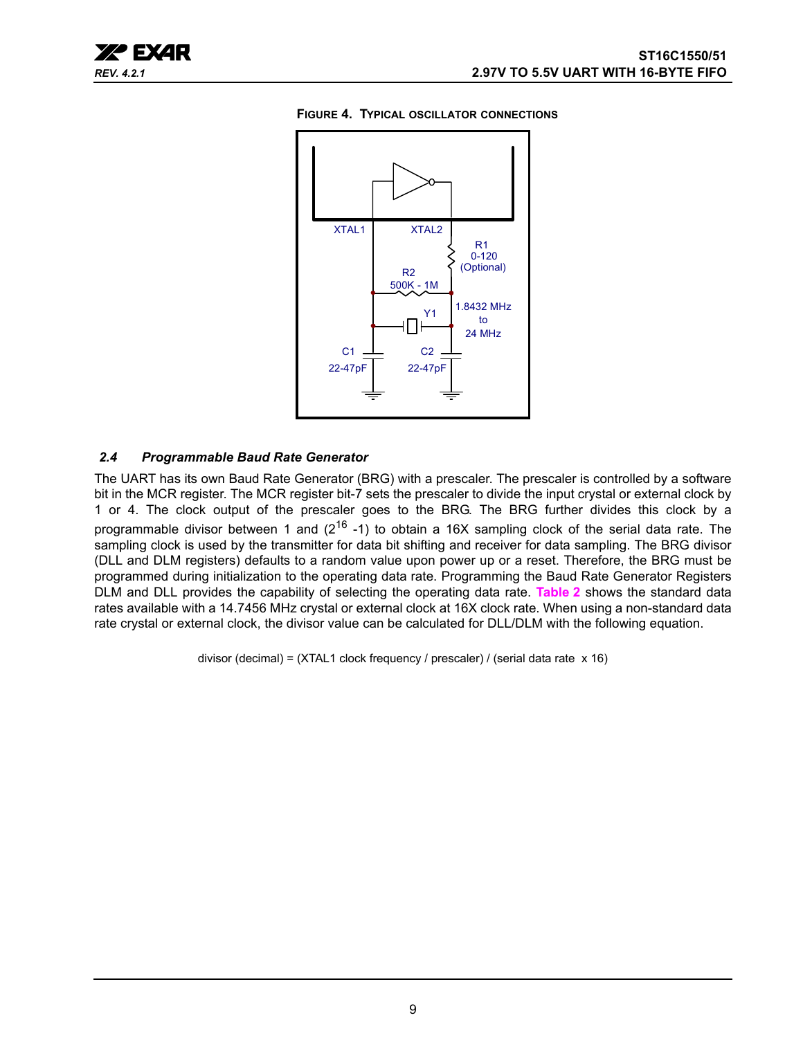**FIGURE 4. TYPICAL OSCILLATOR CONNECTIONS**

### *2.4 Programmable Baud Rate Generator*

The UART has its own Baud Rate Generator (BRG) with a prescaler. The prescaler is controlled by a software bit in the MCR register. The MCR register bit-7 sets the prescaler to divide the input crystal or external clock by 1 or 4. The clock output of the prescaler goes to the BRG. The BRG further divides this clock by a programmable divisor between 1 and ($2^{16}$ -1) to obtain a 16X sampling clock of the serial data rate. The sampling clock is used by the transmitter for data bit shifting and receiver for data sampling. The BRG divisor (DLL and DLM registers) defaults to a random value upon power up or a reset. Therefore, the BRG must be programmed during initialization to the operating data rate. Programming the Baud Rate Generator Registers DLM and DLL provides the capability of selecting the operating data rate. **Table 2** shows the standard data rates available with a 14.7456 MHz crystal or external clock at 16X clock rate. When using a non-standard data rate crystal or external clock, the divisor value can be calculated for DLL/DLM with the following equation.

divisor (decimal) = (XTAL1 clock frequency / prescaler) / (serial data rate x 16)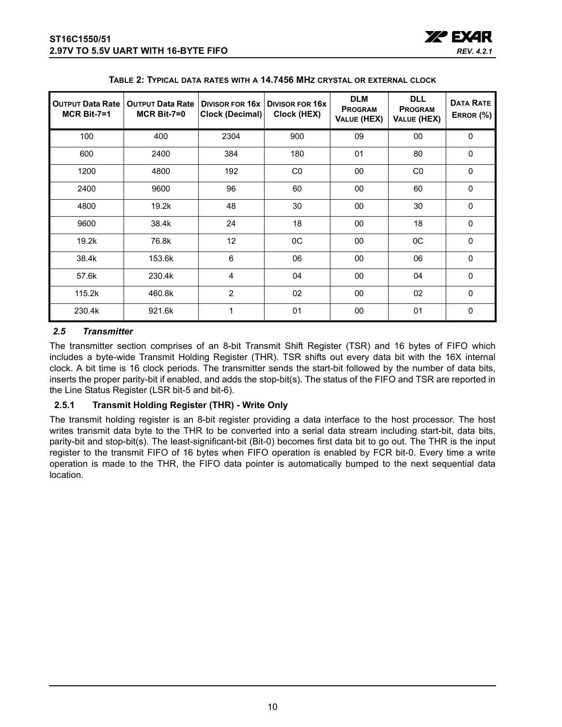**Table 2: Typical data rates with a 14.7456 MHz crystal or external clock**

| Output Data Rate MCR Bit-7=1 | Output Data Rate MCR Bit-7=0 | Divisor for 16x Clock (Decimal) | Divisor for 16x Clock (HEX) | DLM Program Value (HEX) | DLL Program Value (HEX) | Data Rate Error (%) |
|---|---|---|---|---|---|---|
| 100 | 400 | 2304 | 900 | 09 | 00 | 0 |
| 600 | 2400 | 384 | 180 | 01 | 80 | 0 |
| 1200 | 4800 | 192 | C0 | 00 | C0 | 0 |
| 2400 | 9600 | 96 | 60 | 00 | 60 | 0 |
| 4800 | 19.2k | 48 | 30 | 00 | 30 | 0 |
| 9600 | 38.4k | 24 | 18 | 00 | 18 | 0 |
| 19.2k | 76.8k | 12 | 0C | 00 | 0C | 0 |
| 38.4k | 153.6k | 6 | 06 | 00 | 06 | 0 |
| 57.6k | 230.4k | 4 | 04 | 00 | 04 | 0 |
| 115.2k | 460.8k | 2 | 02 | 00 | 02 | 0 |
| 230.4k | 921.6k | 1 | 01 | 00 | 01 | 0 |

### *2.5 Transmitter*

The transmitter section comprises of an 8-bit Transmit Shift Register (TSR) and 16 bytes of FIFO which includes a byte-wide Transmit Holding Register (THR). TSR shifts out every data bit with the 16X internal clock. A bit time is 16 clock periods. The transmitter sends the start-bit followed by the number of data bits, inserts the proper parity-bit if enabled, and adds the stop-bit(s). The status of the FIFO and TSR are reported in the Line Status Register (LSR bit-5 and bit-6).

#### 2.5.1 Transmit Holding Register (THR) - Write Only

The transmit holding register is an 8-bit register providing a data interface to the host processor. The host writes transmit data byte to the THR to be converted into a serial data stream including start-bit, data bits, parity-bit and stop-bit(s). The least-significant-bit (Bit-0) becomes first data bit to go out. The THR is the input register to the transmit FIFO of 16 bytes when FIFO operation is enabled by FCR bit-0. Every time a write operation is made to the THR, the FIFO data pointer is automatically bumped to the next sequential data location.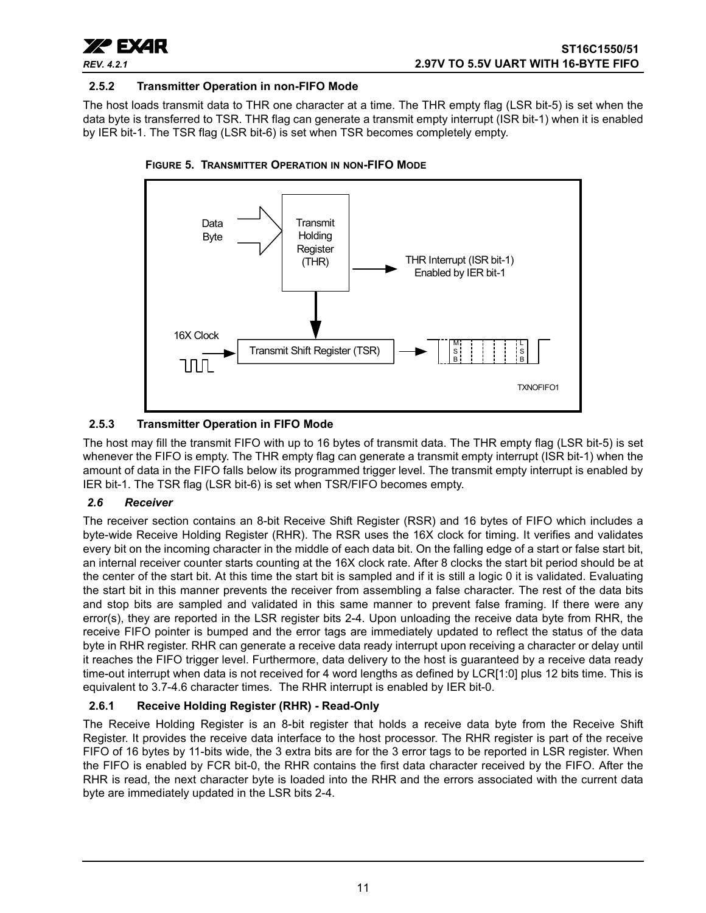### 2.5.2 Transmitter Operation in non-FIFO Mode

The host loads transmit data to THR one character at a time. The THR empty flag (LSR bit-5) is set when the data byte is transferred to TSR. THR flag can generate a transmit empty interrupt (ISR bit-1) when it is enabled by IER bit-1. The TSR flag (LSR bit-6) is set when TSR becomes completely empty.

**FIGURE 5. TRANSMITTER OPERATION IN NON-FIFO MODE**

### 2.5.3 Transmitter Operation in FIFO Mode

The host may fill the transmit FIFO with up to 16 bytes of transmit data. The THR empty flag (LSR bit-5) is set whenever the FIFO is empty. The THR empty flag can generate a transmit empty interrupt (ISR bit-1) when the amount of data in the FIFO falls below its programmed trigger level. The transmit empty interrupt is enabled by IER bit-1. The TSR flag (LSR bit-6) is set when TSR/FIFO becomes empty.

## *2.6 Receiver*

The receiver section contains an 8-bit Receive Shift Register (RSR) and 16 bytes of FIFO which includes a byte-wide Receive Holding Register (RHR). The RSR uses the 16X clock for timing. It verifies and validates every bit on the incoming character in the middle of each data bit. On the falling edge of a start or false start bit, an internal receiver counter starts counting at the 16X clock rate. After 8 clocks the start bit period should be at the center of the start bit. At this time the start bit is sampled and if it is still a logic 0 it is validated. Evaluating the start bit in this manner prevents the receiver from assembling a false character. The rest of the data bits and stop bits are sampled and validated in this same manner to prevent false framing. If there were any error(s), they are reported in the LSR register bits 2-4. Upon unloading the receive data byte from RHR, the receive FIFO pointer is bumped and the error tags are immediately updated to reflect the status of the data byte in RHR register. RHR can generate a receive data ready interrupt upon receiving a character or delay until it reaches the FIFO trigger level. Furthermore, data delivery to the host is guaranteed by a receive data ready time-out interrupt when data is not received for 4 word lengths as defined by LCR[1:0] plus 12 bits time. This is equivalent to 3.7-4.6 character times. The RHR interrupt is enabled by IER bit-0.

### 2.6.1 Receive Holding Register (RHR) - Read-Only

The Receive Holding Register is an 8-bit register that holds a receive data byte from the Receive Shift Register. It provides the receive data interface to the host processor. The RHR register is part of the receive FIFO of 16 bytes by 11-bits wide, the 3 extra bits are for the 3 error tags to be reported in LSR register. When the FIFO is enabled by FCR bit-0, the RHR contains the first data character received by the FIFO. After the RHR is read, the next character byte is loaded into the RHR and the errors associated with the current data byte are immediately updated in the LSR bits 2-4.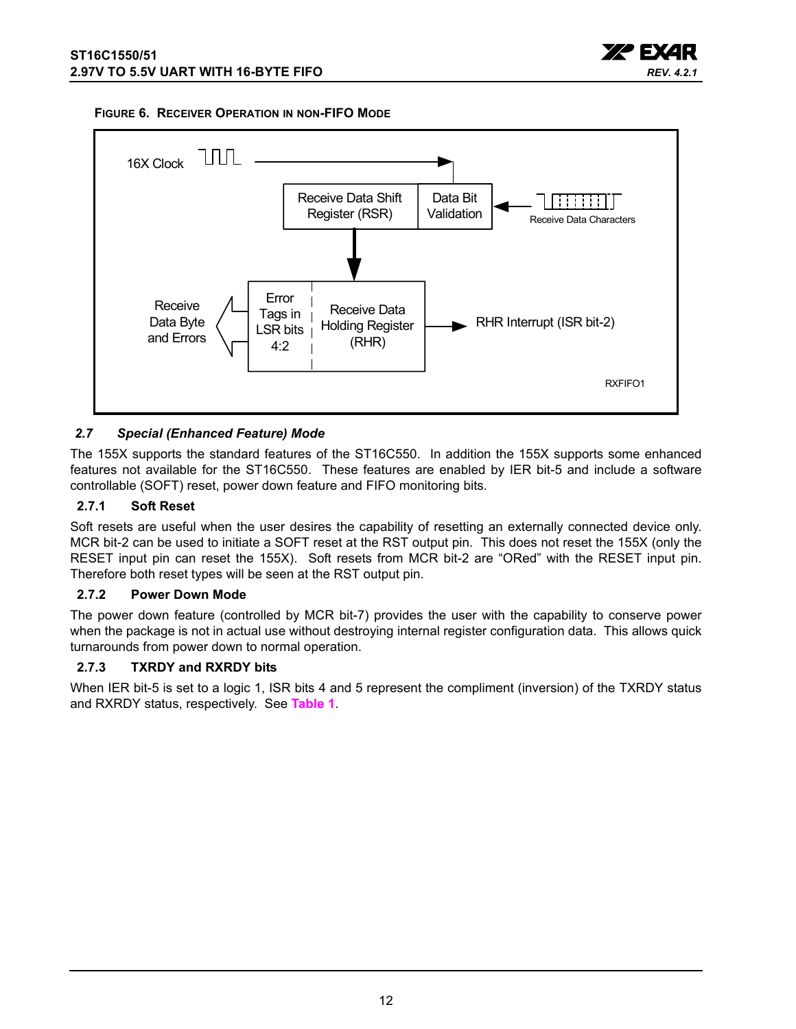**FIGURE 6. RECEIVER OPERATION IN NON-FIFO MODE**

16X Clock

Receive Data Shift Register (RSR)

Data Bit Validation

Receive Data Characters

Receive Data Byte and Errors

Error Tags in LSR bits 4:2

Receive Data Holding Register (RHR)

RHR Interrupt (ISR bit-2)

RXFIFO1

### *2.7 Special (Enhanced Feature) Mode*

The 155X supports the standard features of the ST16C550. In addition the 155X supports some enhanced features not available for the ST16C550. These features are enabled by IER bit-5 and include a software controllable (SOFT) reset, power down feature and FIFO monitoring bits.

#### 2.7.1 Soft Reset

Soft resets are useful when the user desires the capability of resetting an externally connected device only. MCR bit-2 can be used to initiate a SOFT reset at the RST output pin. This does not reset the 155X (only the RESET input pin can reset the 155X). Soft resets from MCR bit-2 are "ORed" with the RESET input pin. Therefore both reset types will be seen at the RST output pin.

#### 2.7.2 Power Down Mode

The power down feature (controlled by MCR bit-7) provides the user with the capability to conserve power when the package is not in actual use without destroying internal register configuration data. This allows quick turnarounds from power down to normal operation.

#### 2.7.3 TXRDY and RXRDY bits

When IER bit-5 is set to a logic 1, ISR bits 4 and 5 represent the compliment (inversion) of the TXRDY status and RXRDY status, respectively. See **Table 1**.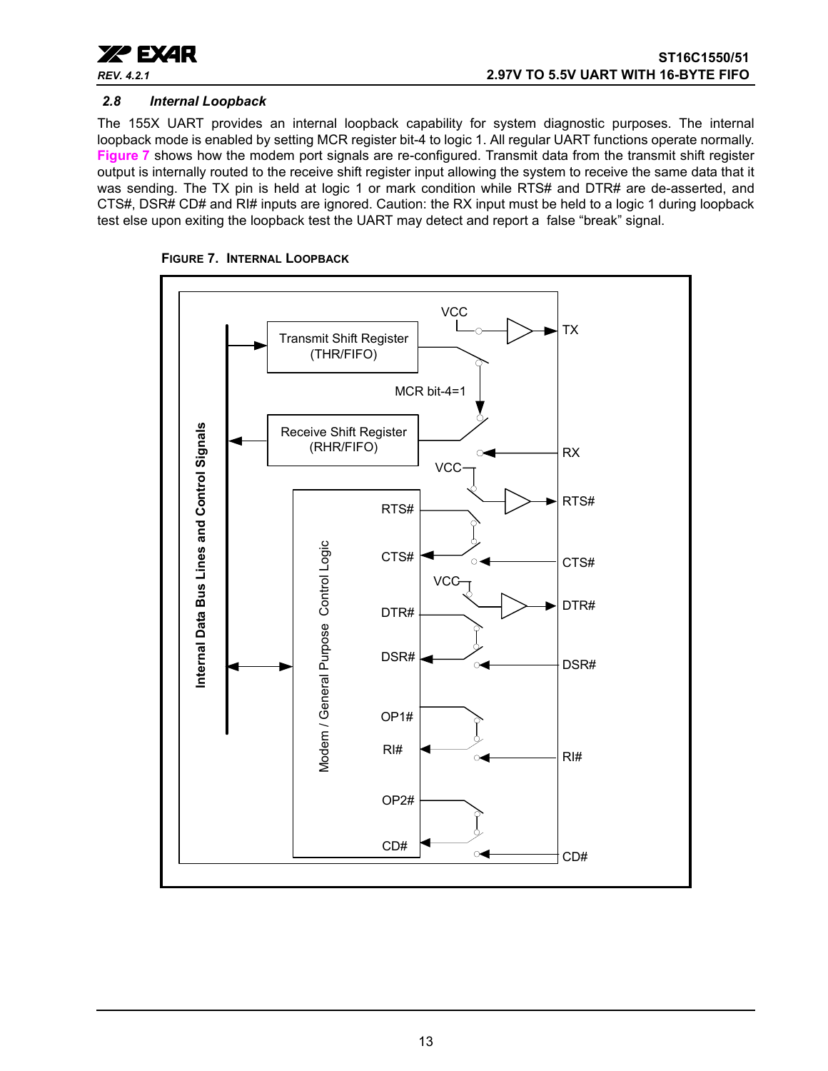### 2.8 Internal Loopback

The 155X UART provides an internal loopback capability for system diagnostic purposes. The internal loopback mode is enabled by setting MCR register bit-4 to logic 1. All regular UART functions operate normally. **Figure 7** shows how the modem port signals are re-configured. Transmit data from the transmit shift register output is internally routed to the receive shift register input allowing the system to receive the same data that it was sending. The TX pin is held at logic 1 or mark condition while RTS# and DTR# are de-asserted, and CTS#, DSR# CD# and RI# inputs are ignored. Caution: the RX input must be held to a logic 1 during loopback test else upon exiting the loopback test the UART may detect and report a false "break" signal.

**FIGURE 7. INTERNAL LOOPBACK**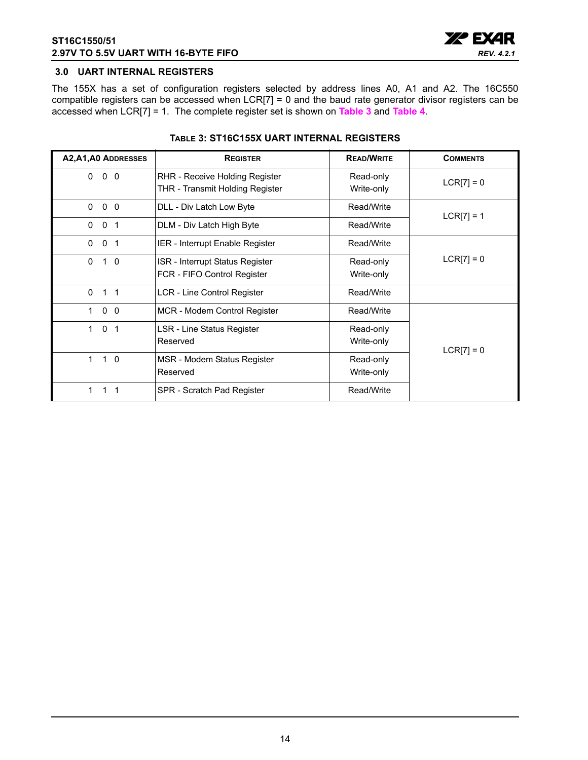## 3.0 UART INTERNAL REGISTERS

The 155X has a set of configuration registers selected by address lines A0, A1 and A2. The 16C550 compatible registers can be accessed when LCR[7] = 0 and the baud rate generator divisor registers can be accessed when LCR[7] = 1. The complete register set is shown on **Table 3** and **Table 4**.

**TABLE 3: ST16C155X UART INTERNAL REGISTERS**

| A2,A1,A0 ADDRESSES | REGISTER | READ/WRITE | COMMENTS |
|---|---|---|---|
| 0 0 0 | RHR - Receive Holding Register<br>THR - Transmit Holding Register | Read-only<br>Write-only | LCR[7] = 0 |
| 0 0 0 | DLL - Div Latch Low Byte | Read/Write | LCR[7] = 1 |
| 0 0 1 | DLM - Div Latch High Byte | Read/Write | |
| 0 0 1 | IER - Interrupt Enable Register | Read/Write | LCR[7] = 0 |
| 0 1 0 | ISR - Interrupt Status Register<br>FCR - FIFO Control Register | Read-only<br>Write-only | |
| 0 1 1 | LCR - Line Control Register | Read/Write | |
| 1 0 0 | MCR - Modem Control Register | Read/Write | LCR[7] = 0 |
| 1 0 1 | LSR - Line Status Register<br>Reserved | Read-only<br>Write-only | |
| 1 1 0 | MSR - Modem Status Register<br>Reserved | Read-only<br>Write-only | |
| 1 1 1 | SPR - Scratch Pad Register | Read/Write | |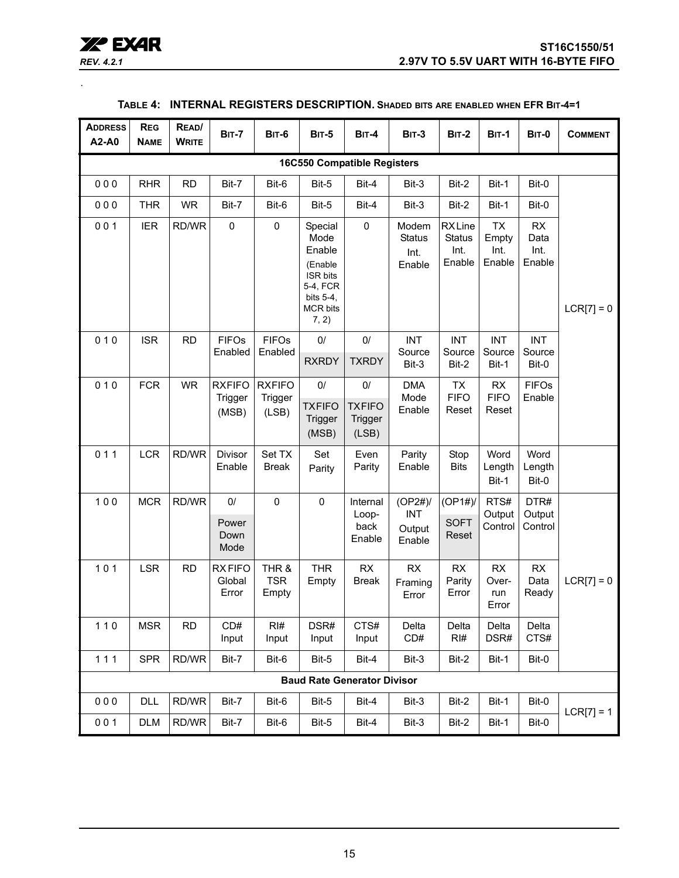**TABLE 4: INTERNAL REGISTERS DESCRIPTION. SHADED BITS ARE ENABLED WHEN EFR BIT-4=1**

| ADDRESS A2-A0 | REG NAME | READ/ WRITE | BIT-7 | BIT-6 | BIT-5 | BIT-4 | BIT-3 | BIT-2 | BIT-1 | BIT-0 | COMMENT |
|---|---|---|---|---|---|---|---|---|---|---|---|
| **16C550 Compatible Registers** | | | | | | | | | | | |
| 0 0 0 | RHR | RD | Bit-7 | Bit-6 | Bit-5 | Bit-4 | Bit-3 | Bit-2 | Bit-1 | Bit-0 | LCR[7] = 0 |
| 0 0 0 | THR | WR | Bit-7 | Bit-6 | Bit-5 | Bit-4 | Bit-3 | Bit-2 | Bit-1 | Bit-0 | |
| 0 0 1 | IER | RD/WR | 0 | 0 | Special Mode Enable (Enable ISR bits 5-4, FCR bits 5-4, MCR bits 7, 2) | 0 | Modem Status Int. Enable | RX Line Status Int. Enable | TX Empty Int. Enable | RX Data Int. Enable | |
| 0 1 0 | ISR | RD | FIFOs Enabled | FIFOs Enabled | 0/ RXRDY | 0/ TXRDY | INT Source Bit-3 | INT Source Bit-2 | INT Source Bit-1 | INT Source Bit-0 | |
| 0 1 0 | FCR | WR | RXFIFO Trigger (MSB) | RXFIFO Trigger (LSB) | 0/ TXFIFO Trigger (MSB) | 0/ TXFIFO Trigger (LSB) | DMA Mode Enable | TX FIFO Reset | RX FIFO Reset | FIFOs Enable | |
| 0 1 1 | LCR | RD/WR | Divisor Enable | Set TX Break | Set Parity | Even Parity | Parity Enable | Stop Bits | Word Length Bit-1 | Word Length Bit-0 | |
| 1 0 0 | MCR | RD/WR | 0/ Power Down Mode | 0 | 0 | Internal Loop-back Enable | (OP2#)/ INT Output Enable | (OP1#)/ SOFT Reset | RTS# Output Control | DTR# Output Control | LCR[7] = 0 |
| 1 0 1 | LSR | RD | RX FIFO Global Error | THR & TSR Empty | THR Empty | RX Break | RX Framing Error | RX Parity Error | RX Over-run Error | RX Data Ready | |
| 1 1 0 | MSR | RD | CD# Input | RI# Input | DSR# Input | CTS# Input | Delta CD# | Delta RI# | Delta DSR# | Delta CTS# | |
| 1 1 1 | SPR | RD/WR | Bit-7 | Bit-6 | Bit-5 | Bit-4 | Bit-3 | Bit-2 | Bit-1 | Bit-0 | |
| **Baud Rate Generator Divisor** | | | | | | | | | | | |
| 0 0 0 | DLL | RD/WR | Bit-7 | Bit-6 | Bit-5 | Bit-4 | Bit-3 | Bit-2 | Bit-1 | Bit-0 | LCR[7] = 1 |
| 0 0 1 | DLM | RD/WR | Bit-7 | Bit-6 | Bit-5 | Bit-4 | Bit-3 | Bit-2 | Bit-1 | Bit-0 | |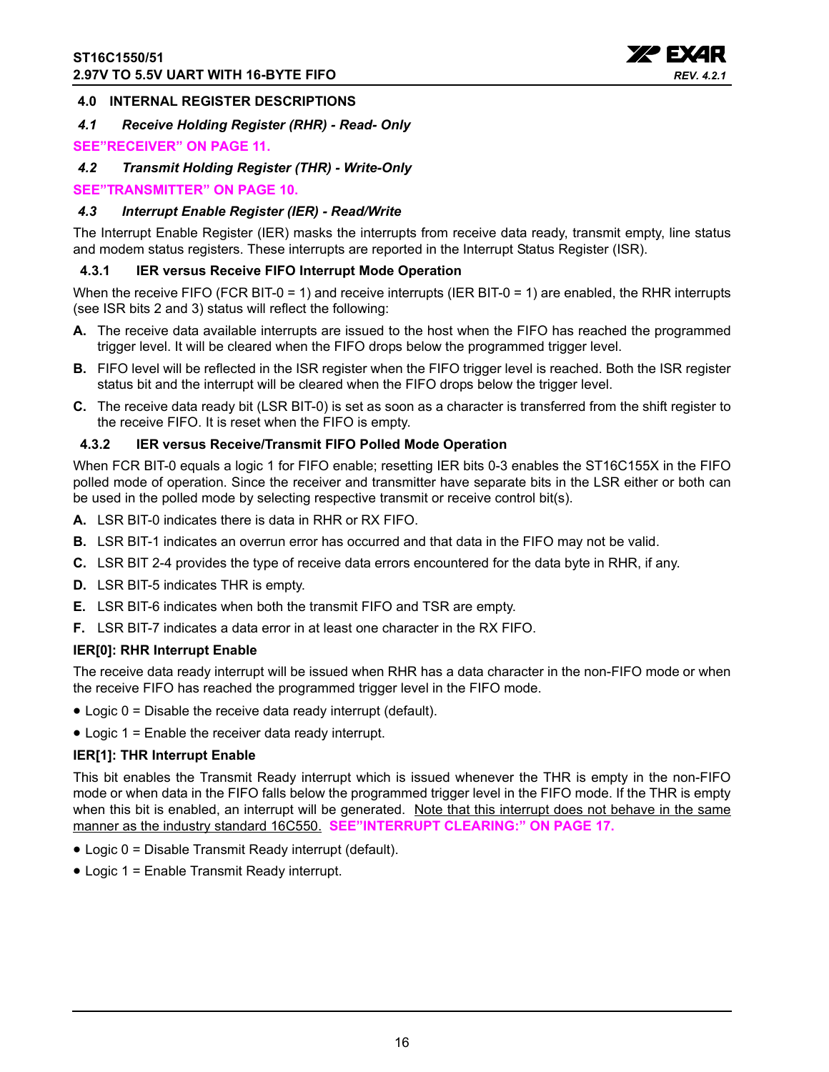## 4.0 INTERNAL REGISTER DESCRIPTIONS

### *4.1 Receive Holding Register (RHR) - Read- Only*

**SEE"RECEIVER" ON PAGE 11.**

### *4.2 Transmit Holding Register (THR) - Write-Only*

**SEE"TRANSMITTER" ON PAGE 10.**

### *4.3 Interrupt Enable Register (IER) - Read/Write*

The Interrupt Enable Register (IER) masks the interrupts from receive data ready, transmit empty, line status and modem status registers. These interrupts are reported in the Interrupt Status Register (ISR).

#### 4.3.1 IER versus Receive FIFO Interrupt Mode Operation

When the receive FIFO (FCR BIT-0 = 1) and receive interrupts (IER BIT-0 = 1) are enabled, the RHR interrupts (see ISR bits 2 and 3) status will reflect the following:

**A.** The receive data available interrupts are issued to the host when the FIFO has reached the programmed trigger level. It will be cleared when the FIFO drops below the programmed trigger level.

**B.** FIFO level will be reflected in the ISR register when the FIFO trigger level is reached. Both the ISR register status bit and the interrupt will be cleared when the FIFO drops below the trigger level.

**C.** The receive data ready bit (LSR BIT-0) is set as soon as a character is transferred from the shift register to the receive FIFO. It is reset when the FIFO is empty.

#### 4.3.2 IER versus Receive/Transmit FIFO Polled Mode Operation

When FCR BIT-0 equals a logic 1 for FIFO enable; resetting IER bits 0-3 enables the ST16C155X in the FIFO polled mode of operation. Since the receiver and transmitter have separate bits in the LSR either or both can be used in the polled mode by selecting respective transmit or receive control bit(s).

**A.** LSR BIT-0 indicates there is data in RHR or RX FIFO.

**B.** LSR BIT-1 indicates an overrun error has occurred and that data in the FIFO may not be valid.

**C.** LSR BIT 2-4 provides the type of receive data errors encountered for the data byte in RHR, if any.

**D.** LSR BIT-5 indicates THR is empty.

**E.** LSR BIT-6 indicates when both the transmit FIFO and TSR are empty.

**F.** LSR BIT-7 indicates a data error in at least one character in the RX FIFO.

**IER[0]: RHR Interrupt Enable**

The receive data ready interrupt will be issued when RHR has a data character in the non-FIFO mode or when the receive FIFO has reached the programmed trigger level in the FIFO mode.

- Logic 0 = Disable the receive data ready interrupt (default).
- Logic 1 = Enable the receiver data ready interrupt.

**IER[1]: THR Interrupt Enable**

This bit enables the Transmit Ready interrupt which is issued whenever the THR is empty in the non-FIFO mode or when data in the FIFO falls below the programmed trigger level in the FIFO mode. If the THR is empty when this bit is enabled, an interrupt will be generated. Note that this interrupt does not behave in the same manner as the industry standard 16C550. **SEE"INTERRUPT CLEARING:" ON PAGE 17.**

- Logic 0 = Disable Transmit Ready interrupt (default).
- Logic 1 = Enable Transmit Ready interrupt.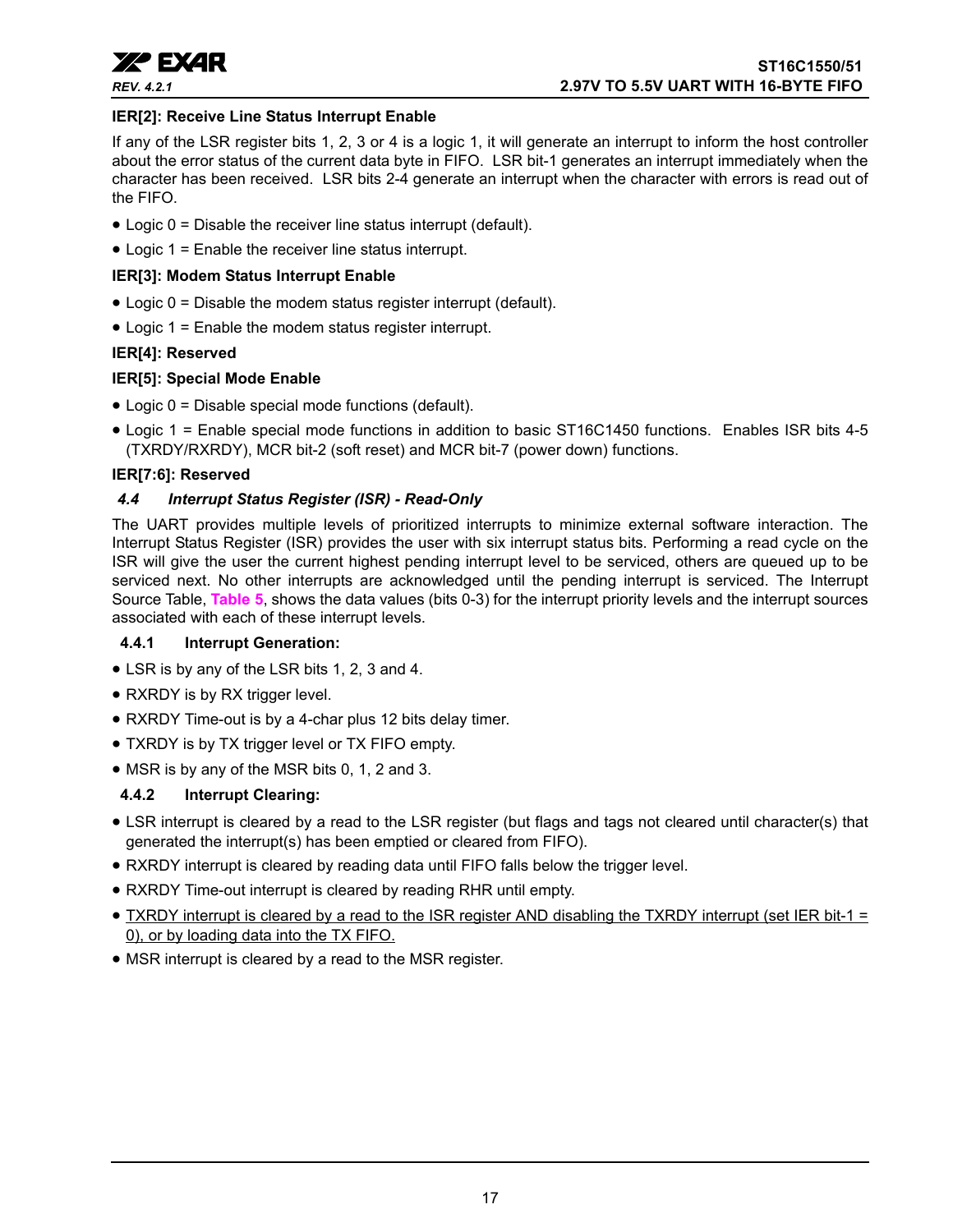**IER[2]: Receive Line Status Interrupt Enable**

If any of the LSR register bits 1, 2, 3 or 4 is a logic 1, it will generate an interrupt to inform the host controller about the error status of the current data byte in FIFO. LSR bit-1 generates an interrupt immediately when the character has been received. LSR bits 2-4 generate an interrupt when the character with errors is read out of the FIFO.

- Logic 0 = Disable the receiver line status interrupt (default).
- Logic 1 = Enable the receiver line status interrupt.

**IER[3]: Modem Status Interrupt Enable**

- Logic 0 = Disable the modem status register interrupt (default).
- Logic 1 = Enable the modem status register interrupt.

**IER[4]: Reserved**

**IER[5]: Special Mode Enable**

- Logic 0 = Disable special mode functions (default).
- Logic 1 = Enable special mode functions in addition to basic ST16C1450 functions. Enables ISR bits 4-5 (TXRDY/RXRDY), MCR bit-2 (soft reset) and MCR bit-7 (power down) functions.

**IER[7:6]: Reserved**

### *4.4 Interrupt Status Register (ISR) - Read-Only*

The UART provides multiple levels of prioritized interrupts to minimize external software interaction. The Interrupt Status Register (ISR) provides the user with six interrupt status bits. Performing a read cycle on the ISR will give the user the current highest pending interrupt level to be serviced, others are queued up to be serviced next. No other interrupts are acknowledged until the pending interrupt is serviced. The Interrupt Source Table, **Table 5**, shows the data values (bits 0-3) for the interrupt priority levels and the interrupt sources associated with each of these interrupt levels.

#### 4.4.1 Interrupt Generation:

- LSR is by any of the LSR bits 1, 2, 3 and 4.
- RXRDY is by RX trigger level.
- RXRDY Time-out is by a 4-char plus 12 bits delay timer.
- TXRDY is by TX trigger level or TX FIFO empty.
- MSR is by any of the MSR bits 0, 1, 2 and 3.

#### 4.4.2 Interrupt Clearing:

- LSR interrupt is cleared by a read to the LSR register (but flags and tags not cleared until character(s) that generated the interrupt(s) has been emptied or cleared from FIFO).
- RXRDY interrupt is cleared by reading data until FIFO falls below the trigger level.
- RXRDY Time-out interrupt is cleared by reading RHR until empty.
- TXRDY interrupt is cleared by a read to the ISR register AND disabling the TXRDY interrupt (set IER bit-1 = 0), or by loading data into the TX FIFO.
- MSR interrupt is cleared by a read to the MSR register.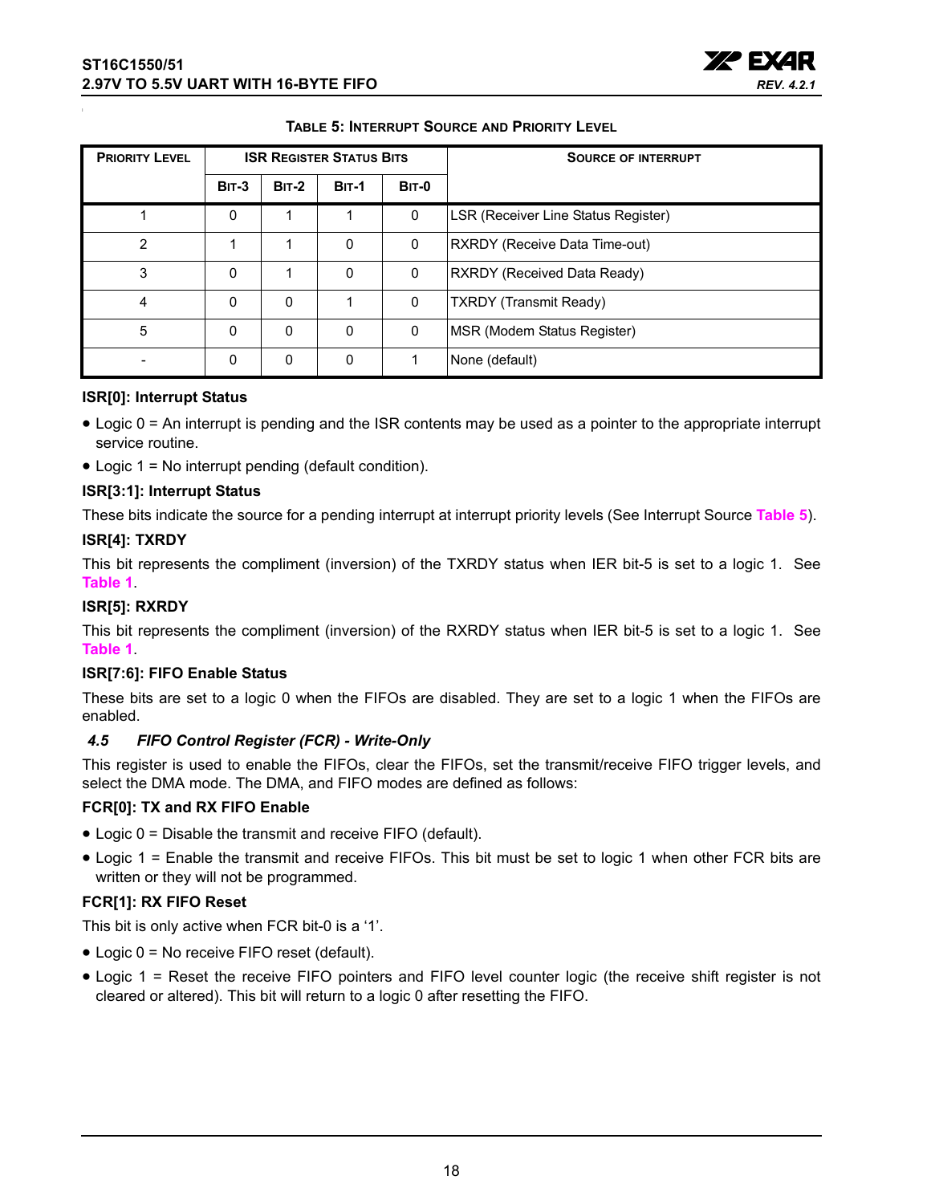**Table 5: Interrupt Source and Priority Level**

| Priority Level | ISR Register Status Bits | | | | Source of Interrupt |
|---|---|---|---|---|---|
| | Bit-3 | Bit-2 | Bit-1 | Bit-0 | |
| 1 | 0 | 1 | 1 | 0 | LSR (Receiver Line Status Register) |
| 2 | 1 | 1 | 0 | 0 | RXRDY (Receive Data Time-out) |
| 3 | 0 | 1 | 0 | 0 | RXRDY (Received Data Ready) |
| 4 | 0 | 0 | 1 | 0 | TXRDY (Transmit Ready) |
| 5 | 0 | 0 | 0 | 0 | MSR (Modem Status Register) |
| - | 0 | 0 | 0 | 1 | None (default) |

**ISR[0]: Interrupt Status**

- Logic 0 = An interrupt is pending and the ISR contents may be used as a pointer to the appropriate interrupt service routine.
- Logic 1 = No interrupt pending (default condition).

**ISR[3:1]: Interrupt Status**

These bits indicate the source for a pending interrupt at interrupt priority levels (See Interrupt Source Table 5).

**ISR[4]: TXRDY**

This bit represents the compliment (inversion) of the TXRDY status when IER bit-5 is set to a logic 1. See Table 1.

**ISR[5]: RXRDY**

This bit represents the compliment (inversion) of the RXRDY status when IER bit-5 is set to a logic 1. See Table 1.

**ISR[7:6]: FIFO Enable Status**

These bits are set to a logic 0 when the FIFOs are disabled. They are set to a logic 1 when the FIFOs are enabled.

### *4.5 FIFO Control Register (FCR) - Write-Only*

This register is used to enable the FIFOs, clear the FIFOs, set the transmit/receive FIFO trigger levels, and select the DMA mode. The DMA, and FIFO modes are defined as follows:

**FCR[0]: TX and RX FIFO Enable**

- Logic 0 = Disable the transmit and receive FIFO (default).
- Logic 1 = Enable the transmit and receive FIFOs. This bit must be set to logic 1 when other FCR bits are written or they will not be programmed.

**FCR[1]: RX FIFO Reset**

This bit is only active when FCR bit-0 is a '1'.

- Logic 0 = No receive FIFO reset (default).
- Logic 1 = Reset the receive FIFO pointers and FIFO level counter logic (the receive shift register is not cleared or altered). This bit will return to a logic 0 after resetting the FIFO.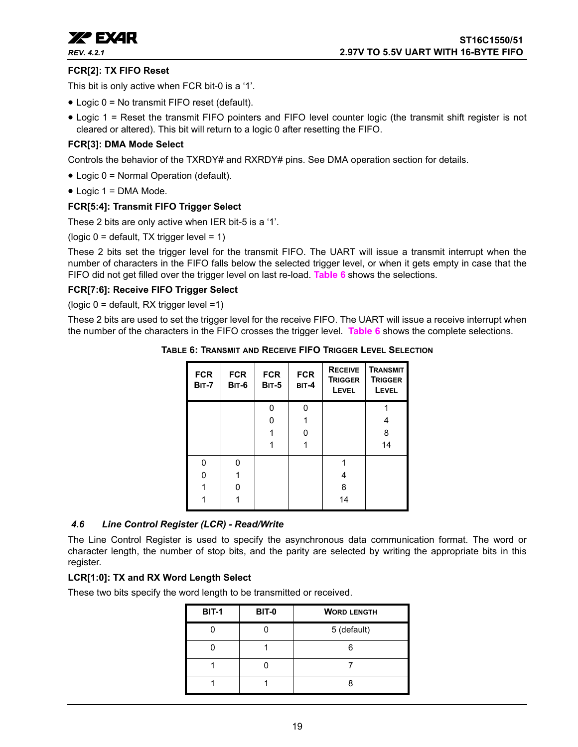### FCR[2]: TX FIFO Reset

This bit is only active when FCR bit-0 is a '1'.

- Logic 0 = No transmit FIFO reset (default).
- Logic 1 = Reset the transmit FIFO pointers and FIFO level counter logic (the transmit shift register is not cleared or altered). This bit will return to a logic 0 after resetting the FIFO.

### FCR[3]: DMA Mode Select

Controls the behavior of the TXRDY# and RXRDY# pins. See DMA operation section for details.

- Logic 0 = Normal Operation (default).
- Logic 1 = DMA Mode.

### FCR[5:4]: Transmit FIFO Trigger Select

These 2 bits are only active when IER bit-5 is a '1'.

(logic 0 = default, TX trigger level = 1)

These 2 bits set the trigger level for the transmit FIFO. The UART will issue a transmit interrupt when the number of characters in the FIFO falls below the selected trigger level, or when it gets empty in case that the FIFO did not get filled over the trigger level on last re-load. Table 6 shows the selections.

### FCR[7:6]: Receive FIFO Trigger Select

(logic 0 = default, RX trigger level =1)

These 2 bits are used to set the trigger level for the receive FIFO. The UART will issue a receive interrupt when the number of the characters in the FIFO crosses the trigger level. Table 6 shows the complete selections.

**TABLE 6: TRANSMIT AND RECEIVE FIFO TRIGGER LEVEL SELECTION**

| FCR Bit-7 | FCR Bit-6 | FCR Bit-5 | FCR Bit-4 | Receive Trigger Level | Transmit Trigger Level |
|---|---|---|---|---|---|
| | | 0 | 0 | | 1 |
| | | 0 | 1 | | 4 |
| | | 1 | 0 | | 8 |
| | | 1 | 1 | | 14 |
| 0 | 0 | | | 1 | |
| 0 | 1 | | | 4 | |
| 1 | 0 | | | 8 | |
| 1 | 1 | | | 14 | |

## 4.6 Line Control Register (LCR) - Read/Write

The Line Control Register is used to specify the asynchronous data communication format. The word or character length, the number of stop bits, and the parity are selected by writing the appropriate bits in this register.

### LCR[1:0]: TX and RX Word Length Select

These two bits specify the word length to be transmitted or received.

| BIT-1 | BIT-0 | Word Length |
|---|---|---|
| 0 | 0 | 5 (default) |
| 0 | 1 | 6 |
| 1 | 0 | 7 |
| 1 | 1 | 8 |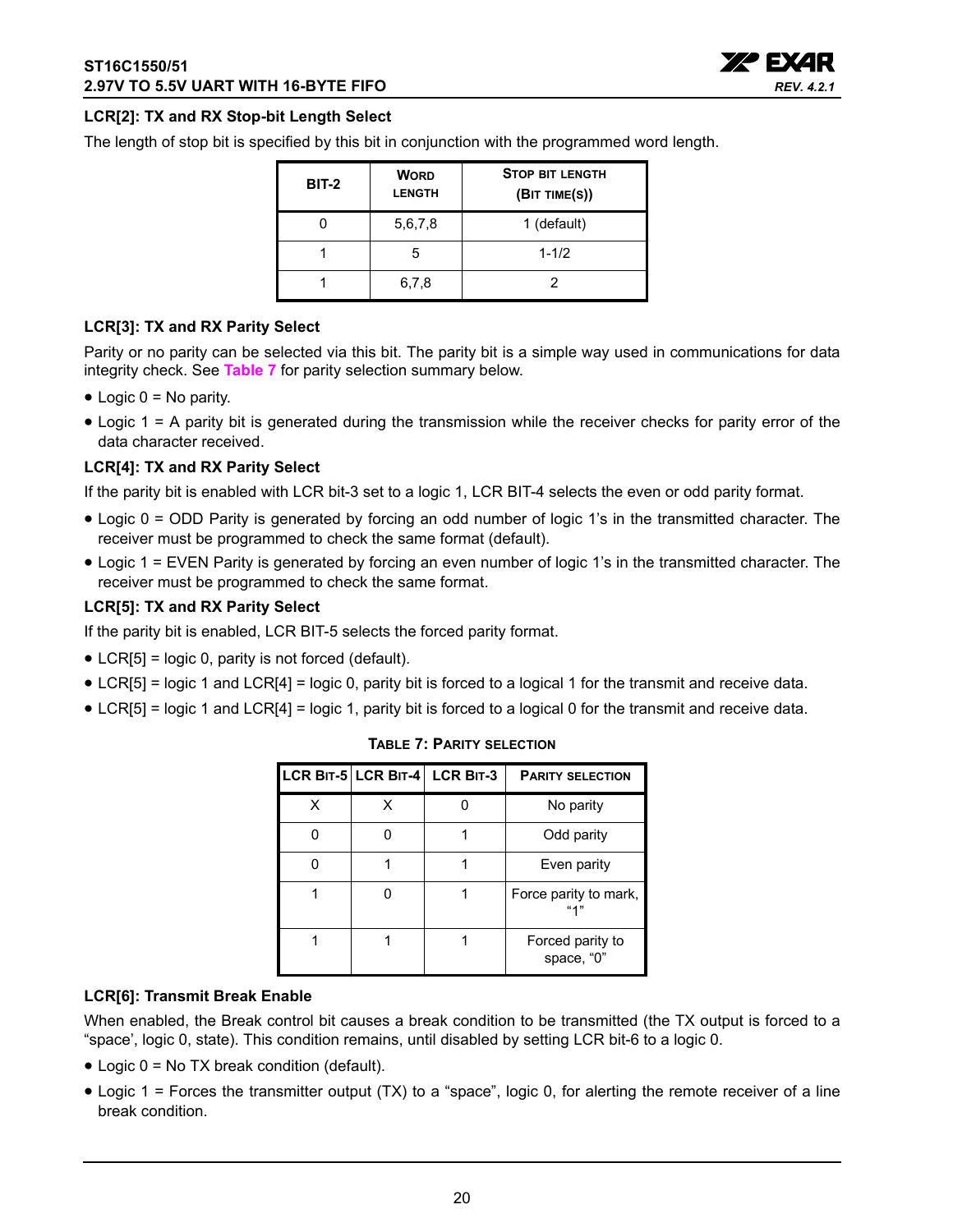### LCR[2]: TX and RX Stop-bit Length Select

The length of stop bit is specified by this bit in conjunction with the programmed word length.

| BIT-2 | WORD LENGTH | STOP BIT LENGTH (BIT TIME(S)) |
|---|---|---|
| 0 | 5,6,7,8 | 1 (default) |
| 1 | 5 | 1-1/2 |
| 1 | 6,7,8 | 2 |

### LCR[3]: TX and RX Parity Select

Parity or no parity can be selected via this bit. The parity bit is a simple way used in communications for data integrity check. See Table 7 for parity selection summary below.

- Logic 0 = No parity.
- Logic 1 = A parity bit is generated during the transmission while the receiver checks for parity error of the data character received.

### LCR[4]: TX and RX Parity Select

If the parity bit is enabled with LCR bit-3 set to a logic 1, LCR BIT-4 selects the even or odd parity format.

- Logic 0 = ODD Parity is generated by forcing an odd number of logic 1's in the transmitted character. The receiver must be programmed to check the same format (default).
- Logic 1 = EVEN Parity is generated by forcing an even number of logic 1's in the transmitted character. The receiver must be programmed to check the same format.

### LCR[5]: TX and RX Parity Select

If the parity bit is enabled, LCR BIT-5 selects the forced parity format.

- LCR[5] = logic 0, parity is not forced (default).
- LCR[5] = logic 1 and LCR[4] = logic 0, parity bit is forced to a logical 1 for the transmit and receive data.
- LCR[5] = logic 1 and LCR[4] = logic 1, parity bit is forced to a logical 0 for the transmit and receive data.

**TABLE 7: PARITY SELECTION**

| LCR BIT-5 | LCR BIT-4 | LCR BIT-3 | PARITY SELECTION |
|---|---|---|---|
| X | X | 0 | No parity |
| 0 | 0 | 1 | Odd parity |
| 0 | 1 | 1 | Even parity |
| 1 | 0 | 1 | Force parity to mark, "1" |
| 1 | 1 | 1 | Forced parity to space, "0" |

### LCR[6]: Transmit Break Enable

When enabled, the Break control bit causes a break condition to be transmitted (the TX output is forced to a "space', logic 0, state). This condition remains, until disabled by setting LCR bit-6 to a logic 0.

- Logic 0 = No TX break condition (default).
- Logic 1 = Forces the transmitter output (TX) to a "space", logic 0, for alerting the remote receiver of a line break condition.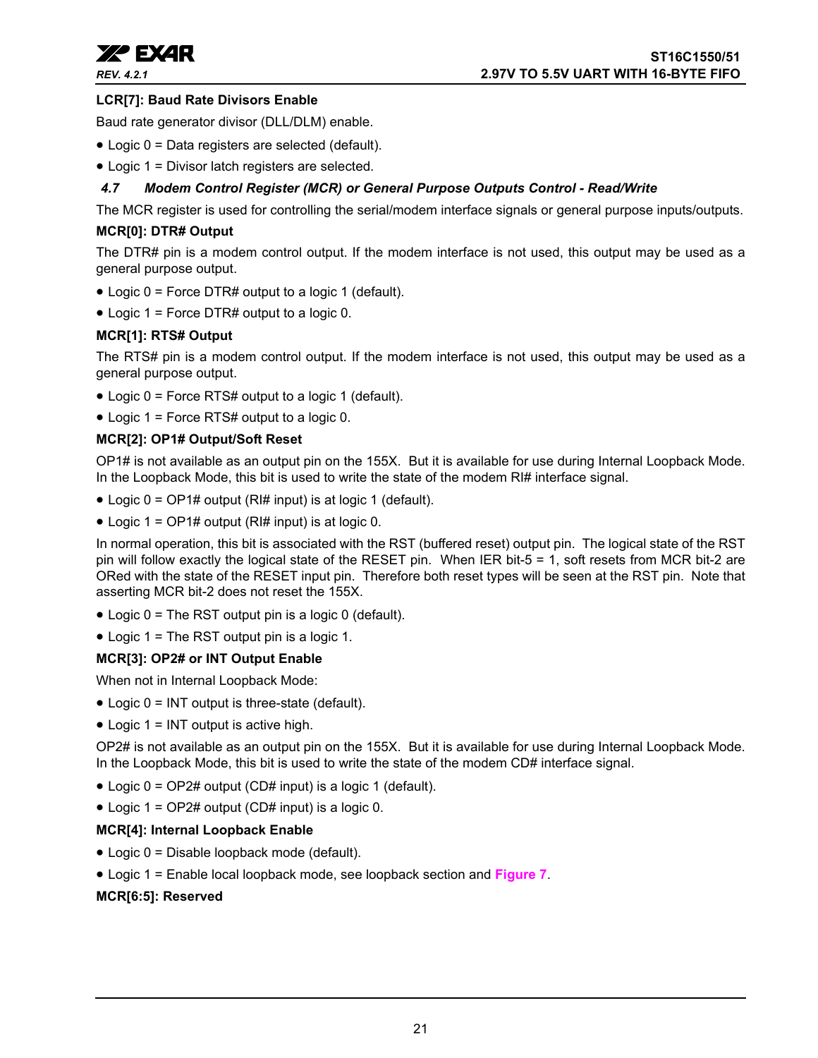**LCR[7]: Baud Rate Divisors Enable**

Baud rate generator divisor (DLL/DLM) enable.

- Logic 0 = Data registers are selected (default).
- Logic 1 = Divisor latch registers are selected.

### 4.7 Modem Control Register (MCR) or General Purpose Outputs Control - Read/Write

The MCR register is used for controlling the serial/modem interface signals or general purpose inputs/outputs.

**MCR[0]: DTR# Output**

The DTR# pin is a modem control output. If the modem interface is not used, this output may be used as a general purpose output.

- Logic 0 = Force DTR# output to a logic 1 (default).
- Logic 1 = Force DTR# output to a logic 0.

**MCR[1]: RTS# Output**

The RTS# pin is a modem control output. If the modem interface is not used, this output may be used as a general purpose output.

- Logic 0 = Force RTS# output to a logic 1 (default).
- Logic 1 = Force RTS# output to a logic 0.

**MCR[2]: OP1# Output/Soft Reset**

OP1# is not available as an output pin on the 155X. But it is available for use during Internal Loopback Mode. In the Loopback Mode, this bit is used to write the state of the modem RI# interface signal.

- Logic 0 = OP1# output (RI# input) is at logic 1 (default).
- Logic 1 = OP1# output (RI# input) is at logic 0.

In normal operation, this bit is associated with the RST (buffered reset) output pin. The logical state of the RST pin will follow exactly the logical state of the RESET pin. When IER bit-5 = 1, soft resets from MCR bit-2 are ORed with the state of the RESET input pin. Therefore both reset types will be seen at the RST pin. Note that asserting MCR bit-2 does not reset the 155X.

- Logic 0 = The RST output pin is a logic 0 (default).
- Logic 1 = The RST output pin is a logic 1.

**MCR[3]: OP2# or INT Output Enable**

When not in Internal Loopback Mode:

- Logic 0 = INT output is three-state (default).
- Logic 1 = INT output is active high.

OP2# is not available as an output pin on the 155X. But it is available for use during Internal Loopback Mode. In the Loopback Mode, this bit is used to write the state of the modem CD# interface signal.

- Logic 0 = OP2# output (CD# input) is a logic 1 (default).
- Logic 1 = OP2# output (CD# input) is a logic 0.

**MCR[4]: Internal Loopback Enable**

- Logic 0 = Disable loopback mode (default).
- Logic 1 = Enable local loopback mode, see loopback section and **Figure 7**.

**MCR[6:5]: Reserved**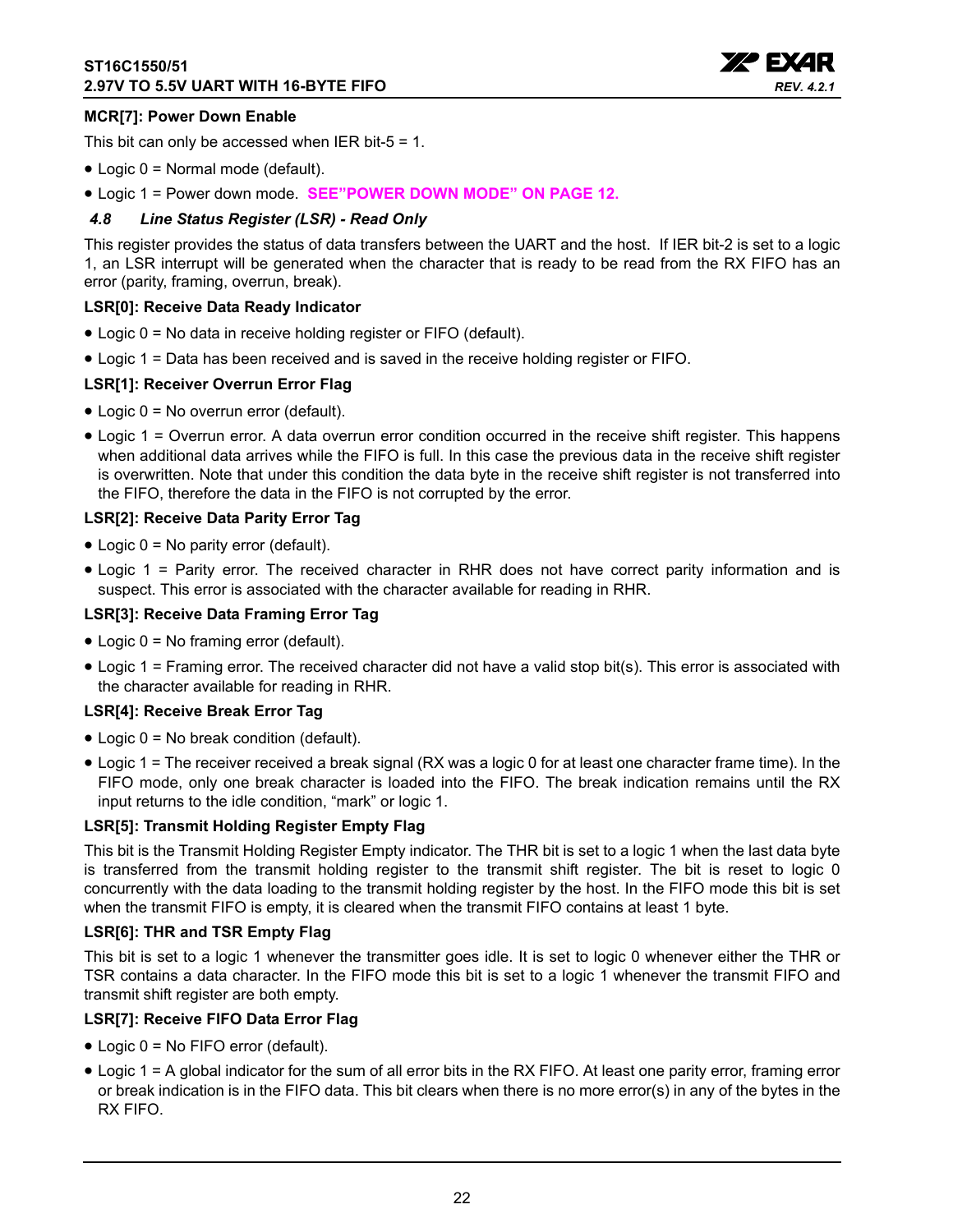**MCR[7]: Power Down Enable**

This bit can only be accessed when IER bit-5 = 1.

- Logic 0 = Normal mode (default).
- Logic 1 = Power down mode. **SEE"POWER DOWN MODE" ON PAGE 12.**

### *4.8 Line Status Register (LSR) - Read Only*

This register provides the status of data transfers between the UART and the host. If IER bit-2 is set to a logic 1, an LSR interrupt will be generated when the character that is ready to be read from the RX FIFO has an error (parity, framing, overrun, break).

**LSR[0]: Receive Data Ready Indicator**

- Logic 0 = No data in receive holding register or FIFO (default).
- Logic 1 = Data has been received and is saved in the receive holding register or FIFO.

**LSR[1]: Receiver Overrun Error Flag**

- Logic 0 = No overrun error (default).
- Logic 1 = Overrun error. A data overrun error condition occurred in the receive shift register. This happens when additional data arrives while the FIFO is full. In this case the previous data in the receive shift register is overwritten. Note that under this condition the data byte in the receive shift register is not transferred into the FIFO, therefore the data in the FIFO is not corrupted by the error.

**LSR[2]: Receive Data Parity Error Tag**

- Logic 0 = No parity error (default).
- Logic 1 = Parity error. The received character in RHR does not have correct parity information and is suspect. This error is associated with the character available for reading in RHR.

**LSR[3]: Receive Data Framing Error Tag**

- Logic 0 = No framing error (default).
- Logic 1 = Framing error. The received character did not have a valid stop bit(s). This error is associated with the character available for reading in RHR.

**LSR[4]: Receive Break Error Tag**

- Logic 0 = No break condition (default).
- Logic 1 = The receiver received a break signal (RX was a logic 0 for at least one character frame time). In the FIFO mode, only one break character is loaded into the FIFO. The break indication remains until the RX input returns to the idle condition, "mark" or logic 1.

**LSR[5]: Transmit Holding Register Empty Flag**

This bit is the Transmit Holding Register Empty indicator. The THR bit is set to a logic 1 when the last data byte is transferred from the transmit holding register to the transmit shift register. The bit is reset to logic 0 concurrently with the data loading to the transmit holding register by the host. In the FIFO mode this bit is set when the transmit FIFO is empty, it is cleared when the transmit FIFO contains at least 1 byte.

**LSR[6]: THR and TSR Empty Flag**

This bit is set to a logic 1 whenever the transmitter goes idle. It is set to logic 0 whenever either the THR or TSR contains a data character. In the FIFO mode this bit is set to a logic 1 whenever the transmit FIFO and transmit shift register are both empty.

**LSR[7]: Receive FIFO Data Error Flag**

- Logic 0 = No FIFO error (default).
- Logic 1 = A global indicator for the sum of all error bits in the RX FIFO. At least one parity error, framing error or break indication is in the FIFO data. This bit clears when there is no more error(s) in any of the bytes in the RX FIFO.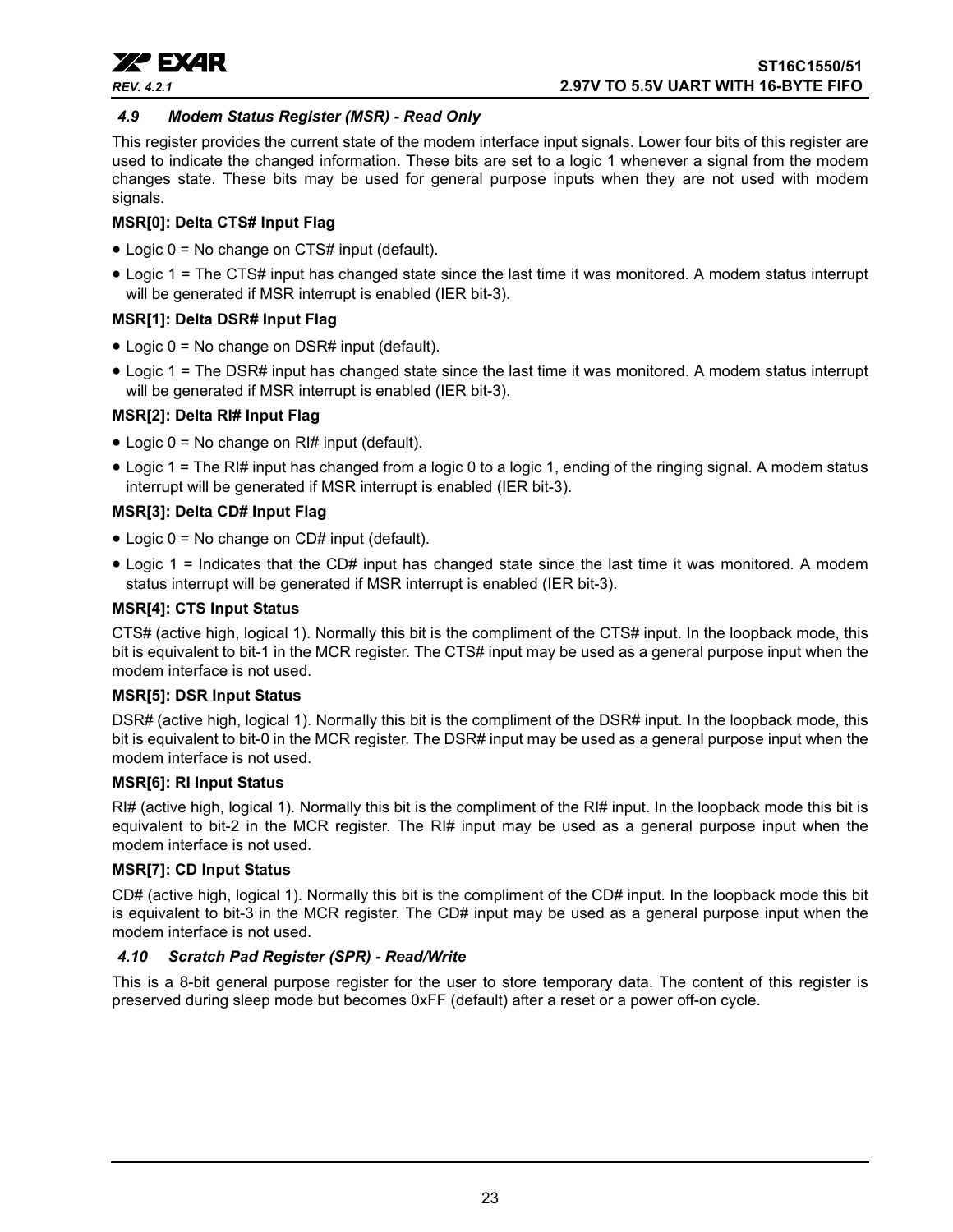### 4.9 Modem Status Register (MSR) - Read Only

This register provides the current state of the modem interface input signals. Lower four bits of this register are used to indicate the changed information. These bits are set to a logic 1 whenever a signal from the modem changes state. These bits may be used for general purpose inputs when they are not used with modem signals.

**MSR[0]: Delta CTS# Input Flag**

- Logic 0 = No change on CTS# input (default).
- Logic 1 = The CTS# input has changed state since the last time it was monitored. A modem status interrupt will be generated if MSR interrupt is enabled (IER bit-3).

**MSR[1]: Delta DSR# Input Flag**

- Logic 0 = No change on DSR# input (default).
- Logic 1 = The DSR# input has changed state since the last time it was monitored. A modem status interrupt will be generated if MSR interrupt is enabled (IER bit-3).

**MSR[2]: Delta RI# Input Flag**

- Logic 0 = No change on RI# input (default).
- Logic 1 = The RI# input has changed from a logic 0 to a logic 1, ending of the ringing signal. A modem status interrupt will be generated if MSR interrupt is enabled (IER bit-3).

**MSR[3]: Delta CD# Input Flag**

- Logic 0 = No change on CD# input (default).
- Logic 1 = Indicates that the CD# input has changed state since the last time it was monitored. A modem status interrupt will be generated if MSR interrupt is enabled (IER bit-3).

**MSR[4]: CTS Input Status**

CTS# (active high, logical 1). Normally this bit is the compliment of the CTS# input. In the loopback mode, this bit is equivalent to bit-1 in the MCR register. The CTS# input may be used as a general purpose input when the modem interface is not used.

**MSR[5]: DSR Input Status**

DSR# (active high, logical 1). Normally this bit is the compliment of the DSR# input. In the loopback mode, this bit is equivalent to bit-0 in the MCR register. The DSR# input may be used as a general purpose input when the modem interface is not used.

**MSR[6]: RI Input Status**

RI# (active high, logical 1). Normally this bit is the compliment of the RI# input. In the loopback mode this bit is equivalent to bit-2 in the MCR register. The RI# input may be used as a general purpose input when the modem interface is not used.

**MSR[7]: CD Input Status**

CD# (active high, logical 1). Normally this bit is the compliment of the CD# input. In the loopback mode this bit is equivalent to bit-3 in the MCR register. The CD# input may be used as a general purpose input when the modem interface is not used.

### 4.10 Scratch Pad Register (SPR) - Read/Write

This is a 8-bit general purpose register for the user to store temporary data. The content of this register is preserved during sleep mode but becomes 0xFF (default) after a reset or a power off-on cycle.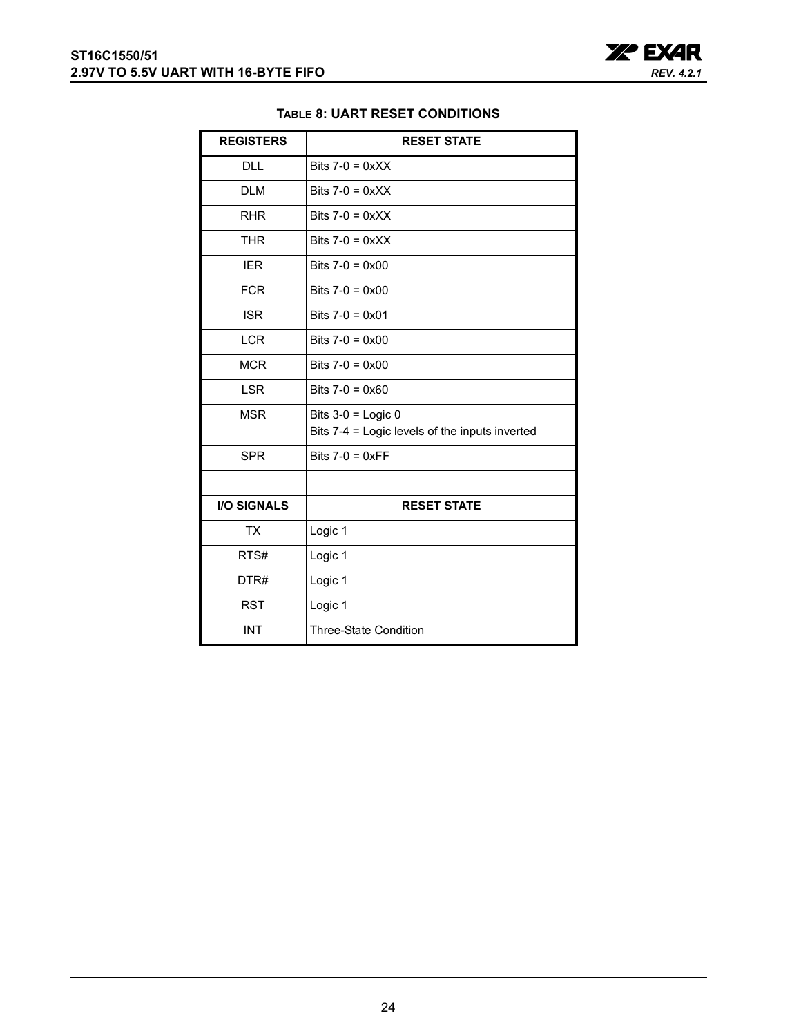**TABLE 8: UART RESET CONDITIONS**

| REGISTERS | RESET STATE |
|---|---|
| DLL | Bits 7-0 = 0xXX |
| DLM | Bits 7-0 = 0xXX |
| RHR | Bits 7-0 = 0xXX |
| THR | Bits 7-0 = 0xXX |
| IER | Bits 7-0 = 0x00 |
| FCR | Bits 7-0 = 0x00 |
| ISR | Bits 7-0 = 0x01 |
| LCR | Bits 7-0 = 0x00 |
| MCR | Bits 7-0 = 0x00 |
| LSR | Bits 7-0 = 0x60 |
| MSR | Bits 3-0 = Logic 0<br>Bits 7-4 = Logic levels of the inputs inverted |
| SPR | Bits 7-0 = 0xFF |
| | |
| **I/O SIGNALS** | **RESET STATE** |
| TX | Logic 1 |
| RTS# | Logic 1 |
| DTR# | Logic 1 |
| RST | Logic 1 |
| INT | Three-State Condition |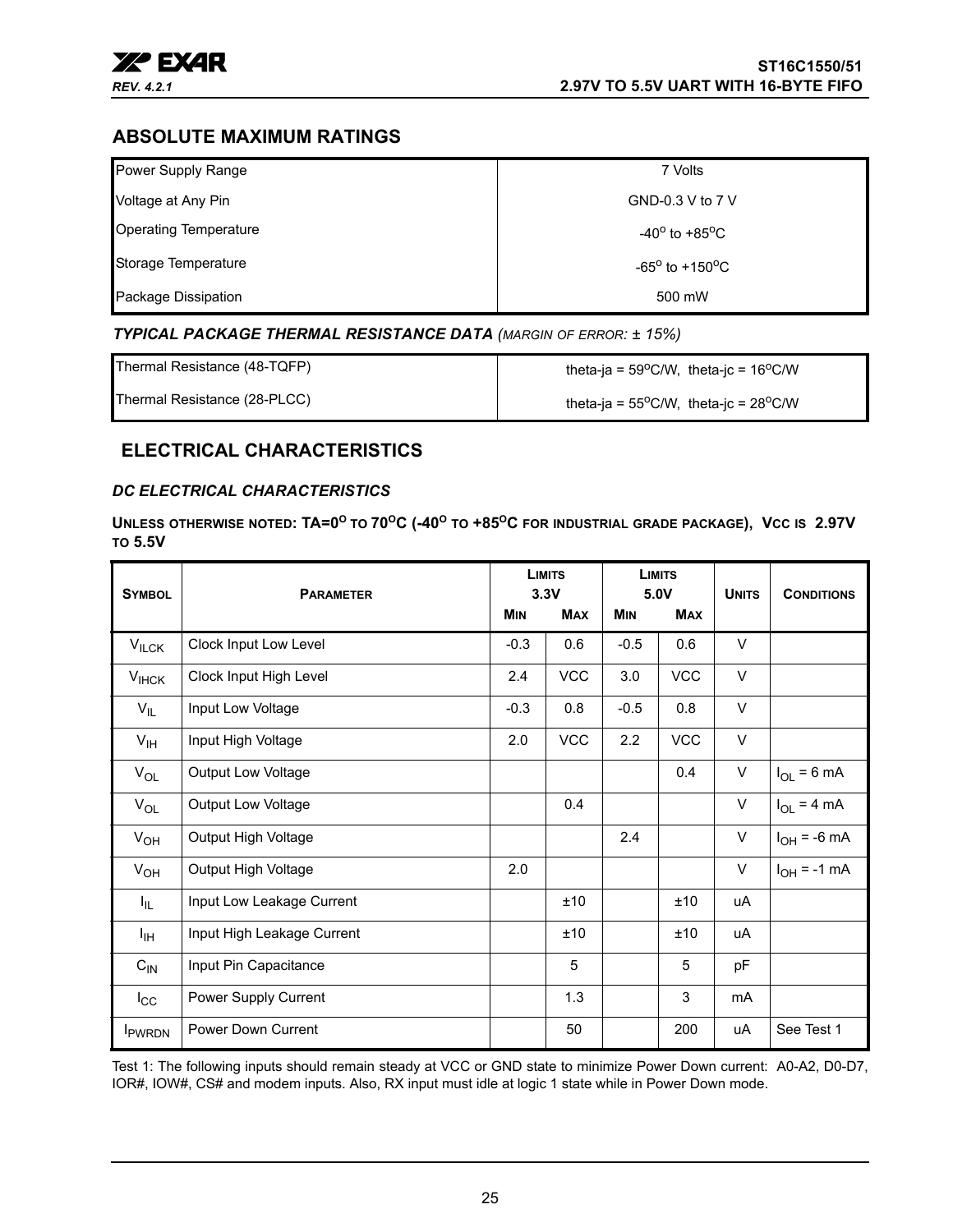## ABSOLUTE MAXIMUM RATINGS

| | |
|---|---|
| Power Supply Range | 7 Volts |
| Voltage at Any Pin | GND-0.3 V to 7 V |
| Operating Temperature | $-40^{o}$ to $+85^{o}C$ |
| Storage Temperature | $-65^{o}$ to $+150^{o}C$ |
| Package Dissipation | 500 mW |

***TYPICAL PACKAGE THERMAL RESISTANCE DATA** (MARGIN OF ERROR: ± 15%)*

| | |
|---|---|
| Thermal Resistance (48-TQFP) | theta-ja = $59^{o}C/W$, theta-jc = $16^{o}C/W$ |
| Thermal Resistance (28-PLCC) | theta-ja = $55^{o}C/W$, theta-jc = $28^{o}C/W$ |

## ELECTRICAL CHARACTERISTICS

### *DC ELECTRICAL CHARACTERISTICS*

**UNLESS OTHERWISE NOTED: TA=$0^{O}$ TO $70^{O}C$ ($-40^{O}$ TO $+85^{O}C$ FOR INDUSTRIAL GRADE PACKAGE), VCC IS 2.97V TO 5.5V**

| SYMBOL | PARAMETER | LIMITS 3.3V | | LIMITS 5.0V | | UNITS | CONDITIONS |
|---|---|---|---|---|---|---|---|
| | | MIN | MAX | MIN | MAX | | |
| $V_{ILCK}$ | Clock Input Low Level | -0.3 | 0.6 | -0.5 | 0.6 | V | |
| $V_{IHCK}$ | Clock Input High Level | 2.4 | VCC | 3.0 | VCC | V | |
| $V_{IL}$ | Input Low Voltage | -0.3 | 0.8 | -0.5 | 0.8 | V | |
| $V_{IH}$ | Input High Voltage | 2.0 | VCC | 2.2 | VCC | V | |
| $V_{OL}$ | Output Low Voltage | | | | 0.4 | V | $I_{OL}$ = 6 mA |
| $V_{OL}$ | Output Low Voltage | | 0.4 | | | V | $I_{OL}$ = 4 mA |
| $V_{OH}$ | Output High Voltage | | | 2.4 | | V | $I_{OH}$ = -6 mA |
| $V_{OH}$ | Output High Voltage | 2.0 | | | | V | $I_{OH}$ = -1 mA |
| $I_{IL}$ | Input Low Leakage Current | | ±10 | | ±10 | uA | |
| $I_{IH}$ | Input High Leakage Current | | ±10 | | ±10 | uA | |
| $C_{IN}$ | Input Pin Capacitance | | 5 | | 5 | pF | |
| $I_{CC}$ | Power Supply Current | | 1.3 | | 3 | mA | |
| $I_{PWRDN}$ | Power Down Current | | 50 | | 200 | uA | See Test 1 |

Test 1: The following inputs should remain steady at VCC or GND state to minimize Power Down current: A0-A2, D0-D7, IOR#, IOW#, CS# and modem inputs. Also, RX input must idle at logic 1 state while in Power Down mode.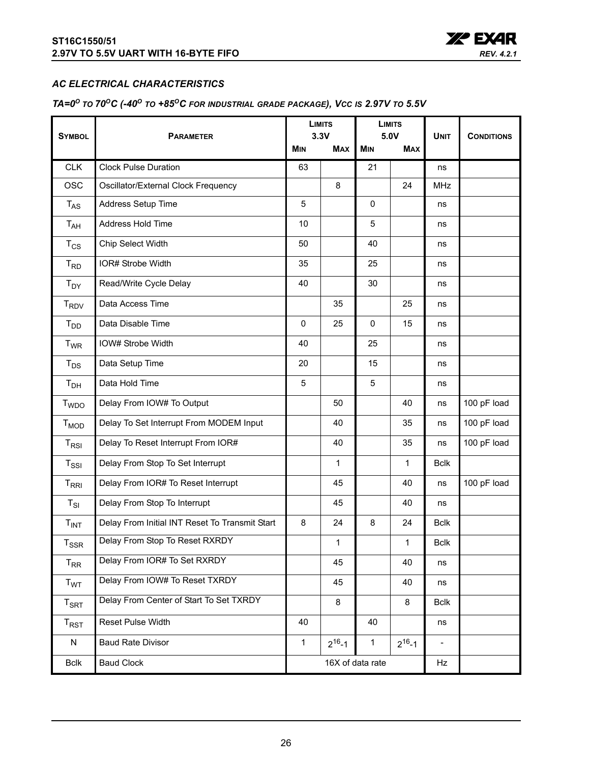### *AC ELECTRICAL CHARACTERISTICS*

### *TA=0°C TO 70°C (-40°C TO +85°C FOR INDUSTRIAL GRADE PACKAGE), VCC IS 2.97V TO 5.5V*

| Symbol | Parameter | Limits 3.3V Min | Limits 3.3V Max | Limits 5.0V Min | Limits 5.0V Max | Unit | Conditions |
|---|---|---|---|---|---|---|---|
| CLK | Clock Pulse Duration | 63 | | 21 | | ns | |
| OSC | Oscillator/External Clock Frequency | | 8 | | 24 | MHz | |
| $T_{AS}$ | Address Setup Time | 5 | | 0 | | ns | |
| $T_{AH}$ | Address Hold Time | 10 | | 5 | | ns | |
| $T_{CS}$ | Chip Select Width | 50 | | 40 | | ns | |
| $T_{RD}$ | IOR# Strobe Width | 35 | | 25 | | ns | |
| $T_{DY}$ | Read/Write Cycle Delay | 40 | | 30 | | ns | |
| $T_{RDV}$ | Data Access Time | | 35 | | 25 | ns | |
| $T_{DD}$ | Data Disable Time | 0 | 25 | 0 | 15 | ns | |
| $T_{WR}$ | IOW# Strobe Width | 40 | | 25 | | ns | |
| $T_{DS}$ | Data Setup Time | 20 | | 15 | | ns | |
| $T_{DH}$ | Data Hold Time | 5 | | 5 | | ns | |
| $T_{WDO}$ | Delay From IOW# To Output | | 50 | | 40 | ns | 100 pF load |
| $T_{MOD}$ | Delay To Set Interrupt From MODEM Input | | 40 | | 35 | ns | 100 pF load |
| $T_{RSI}$ | Delay To Reset Interrupt From IOR# | | 40 | | 35 | ns | 100 pF load |
| $T_{SSI}$ | Delay From Stop To Set Interrupt | | 1 | | 1 | Bclk | |
| $T_{RRI}$ | Delay From IOR# To Reset Interrupt | | 45 | | 40 | ns | 100 pF load |
| $T_{SI}$ | Delay From Stop To Interrupt | | 45 | | 40 | ns | |
| $T_{INT}$ | Delay From Initial INT Reset To Transmit Start | 8 | 24 | 8 | 24 | Bclk | |
| $T_{SSR}$ | Delay From Stop To Reset RXRDY | | 1 | | 1 | Bclk | |
| $T_{RR}$ | Delay From IOR# To Set RXRDY | | 45 | | 40 | ns | |
| $T_{WT}$ | Delay From IOW# To Reset TXRDY | | 45 | | 40 | ns | |
| $T_{SRT}$ | Delay From Center of Start To Set TXRDY | | 8 | | 8 | Bclk | |
| $T_{RST}$ | Reset Pulse Width | 40 | | 40 | | ns | |
| N | Baud Rate Divisor | 1 | $2^{16}$-1 | 1 | $2^{16}$-1 | - | |
| Bclk | Baud Clock | 16X of data rate | | | | Hz | |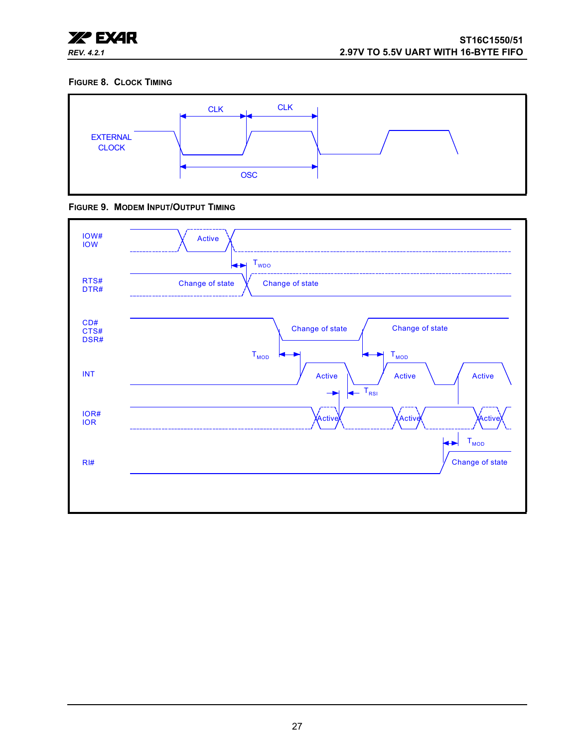**FIGURE 8. CLOCK TIMING**

EXTERNAL CLOCK

CLK

CLK

OSC

**FIGURE 9. MODEM INPUT/OUTPUT TIMING**

IOW#
IOW

Active

$T_{WDO}$

RTS#
DTR#

Change of state

Change of state

CD#
CTS#
DSR#

Change of state

Change of state

$T_{MOD}$

$T_{MOD}$

INT

Active

Active

Active

$T_{RSI}$

IOR#
IOR

Active

Active

Active

$T_{MOD}$

RI#

Change of state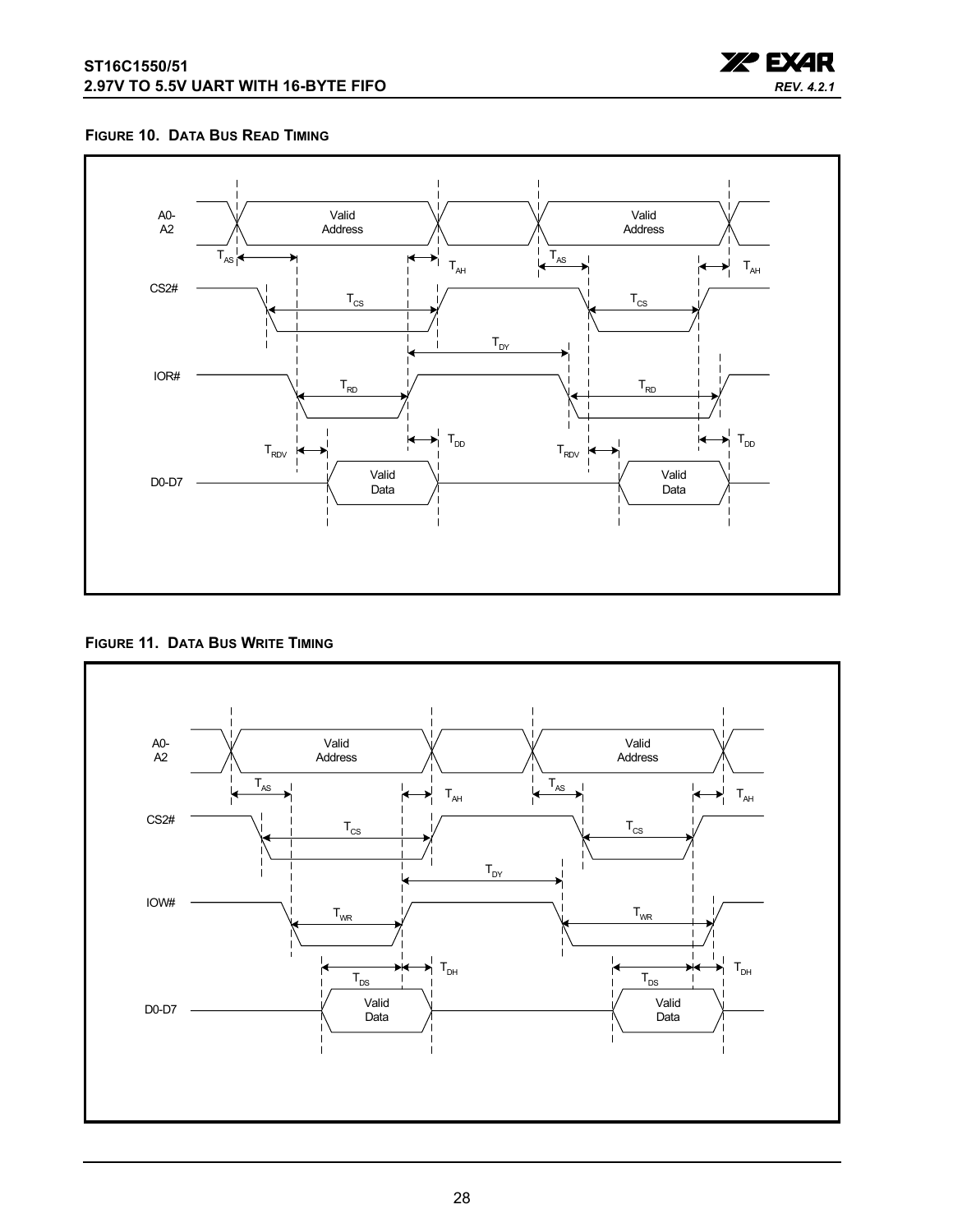**FIGURE 10. DATA BUS READ TIMING**

**FIGURE 11. DATA BUS WRITE TIMING**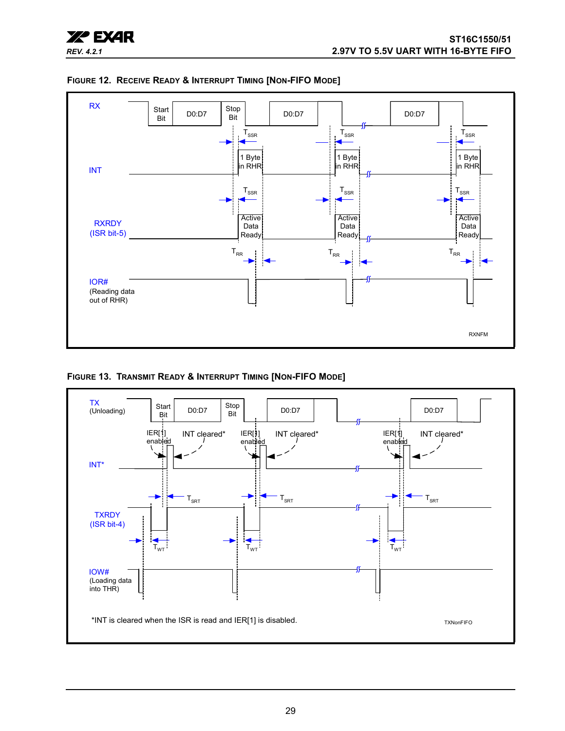**FIGURE 12. RECEIVE READY & INTERRUPT TIMING [NON-FIFO MODE]**

RX — Start Bit — D0:D7 — Stop Bit — D0:D7 — D0:D7

$T_{SSR}$

INT — 1 Byte in RHR

$T_{SSR}$

RXRDY (ISR bit-5) — Active Data Ready

$T_{RR}$

IOR# (Reading data out of RHR)

RXNFM

**FIGURE 13. TRANSMIT READY & INTERRUPT TIMING [NON-FIFO MODE]**

TX (Unloading) — Start Bit — D0:D7 — Stop Bit — D0:D7 — D0:D7

IER[1] enabled — INT cleared*

INT*

$T_{SRT}$

TXRDY (ISR bit-4)

$T_{WT}$

IOW# (Loading data into THR)

*INT is cleared when the ISR is read and IER[1] is disabled.

TXNonFIFO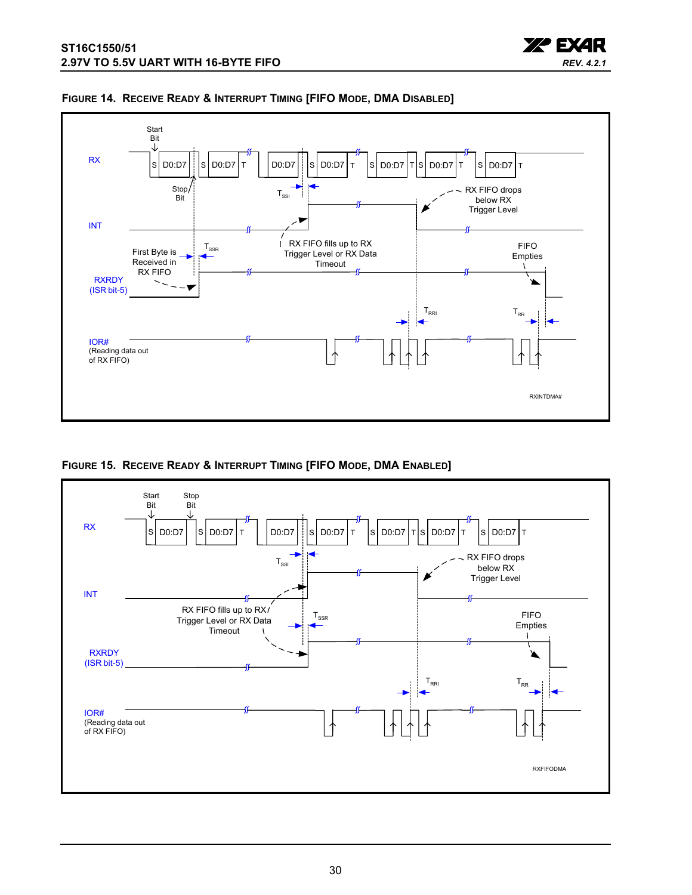FIGURE 14. RECEIVE READY & INTERRUPT TIMING [FIFO MODE, DMA DISABLED]

RX

INT

RXRDY (ISR bit-5)

IOR# (Reading data out of RX FIFO)

Start Bit

Stop Bit

S D0:D7 S D0:D7 T D0:D7 S D0:D7 T S D0:D7 T S D0:D7 T S D0:D7 T

$T_{SSI}$

$T_{SSR}$

RX FIFO drops below RX Trigger Level

RX FIFO fills up to RX Trigger Level or RX Data Timeout

First Byte is Received in RX FIFO

FIFO Empties

$T_{RRI}$

$T_{RR}$

RXINTDMA#

FIGURE 15. RECEIVE READY & INTERRUPT TIMING [FIFO MODE, DMA ENABLED]

RX

INT

RXRDY (ISR bit-5)

IOR# (Reading data out of RX FIFO)

Start Bit

Stop Bit

S D0:D7 S D0:D7 T D0:D7 S D0:D7 T S D0:D7 T S D0:D7 T S D0:D7 T

$T_{SSI}$

$T_{SSR}$

RX FIFO drops below RX Trigger Level

RX FIFO fills up to RX Trigger Level or RX Data Timeout

FIFO Empties

$T_{RRI}$

$T_{RR}$

RXFIFODMA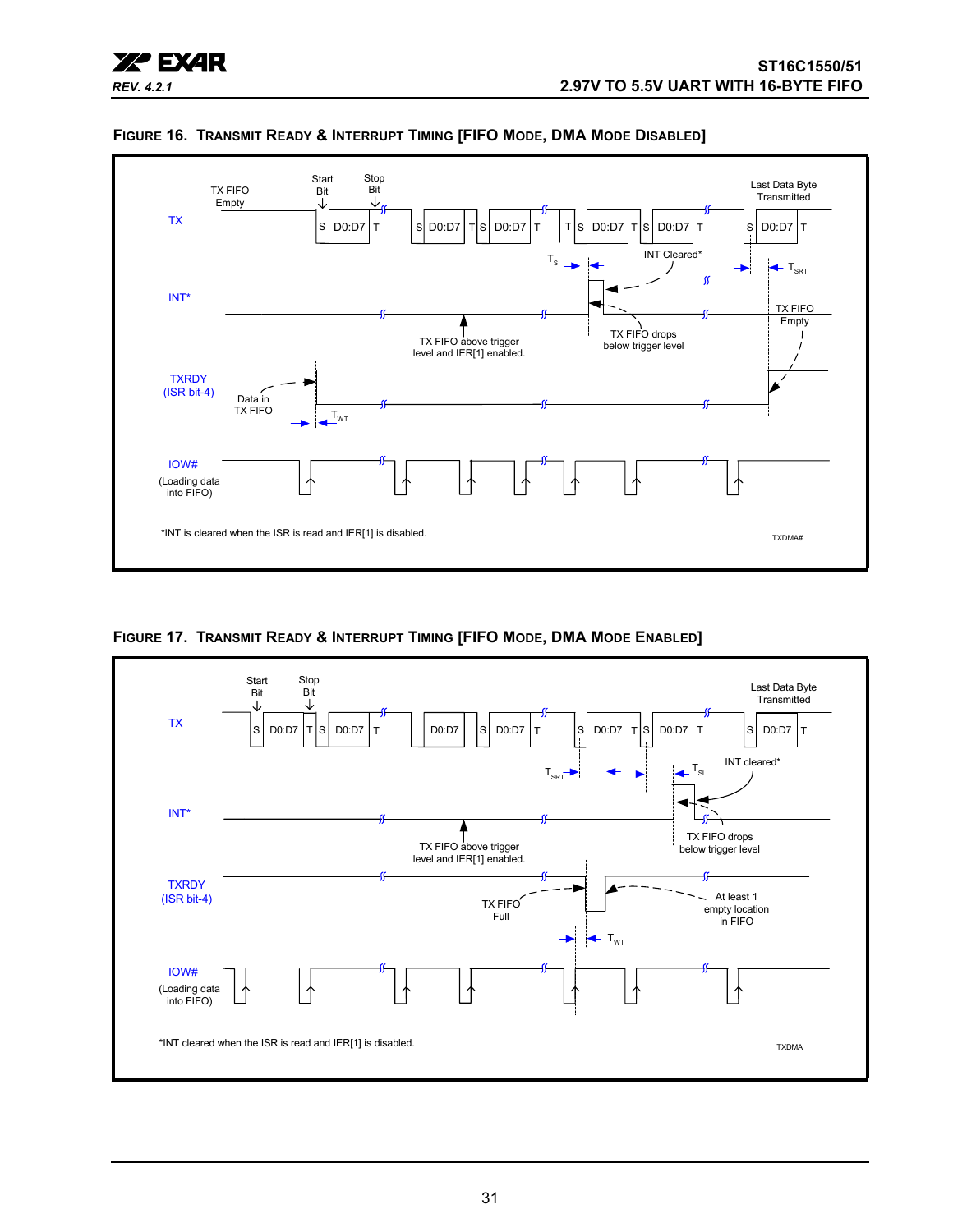### FIGURE 16. TRANSMIT READY & INTERRUPT TIMING [FIFO MODE, DMA MODE DISABLED]

TX FIFO Empty

Start Bit

Stop Bit

Last Data Byte Transmitted

TX

S D0:D7 T S D0:D7 T S D0:D7 T T S D0:D7 T S D0:D7 T S D0:D7 T

$T_{SI}$

INT Cleared*

$T_{SRT}$

INT*

TX FIFO Empty

TX FIFO above trigger level and IER[1] enabled.

TX FIFO drops below trigger level

TXRDY (ISR bit-4)

Data in TX FIFO

$T_{WT}$

IOW# (Loading data into FIFO)

*INT is cleared when the ISR is read and IER[1] is disabled.

TXDMA#

### FIGURE 17. TRANSMIT READY & INTERRUPT TIMING [FIFO MODE, DMA MODE ENABLED]

Start Bit

Stop Bit

Last Data Byte Transmitted

TX

S D0:D7 T S D0:D7 T D0:D7 S D0:D7 T S D0:D7 T S D0:D7 T S D0:D7 T

$T_{SRT}$

$T_{SI}$

INT cleared*

INT*

TX FIFO above trigger level and IER[1] enabled.

TX FIFO drops below trigger level

TXRDY (ISR bit-4)

TX FIFO Full

At least 1 empty location in FIFO

$T_{WT}$

IOW# (Loading data into FIFO)

*INT cleared when the ISR is read and IER[1] is disabled.

TXDMA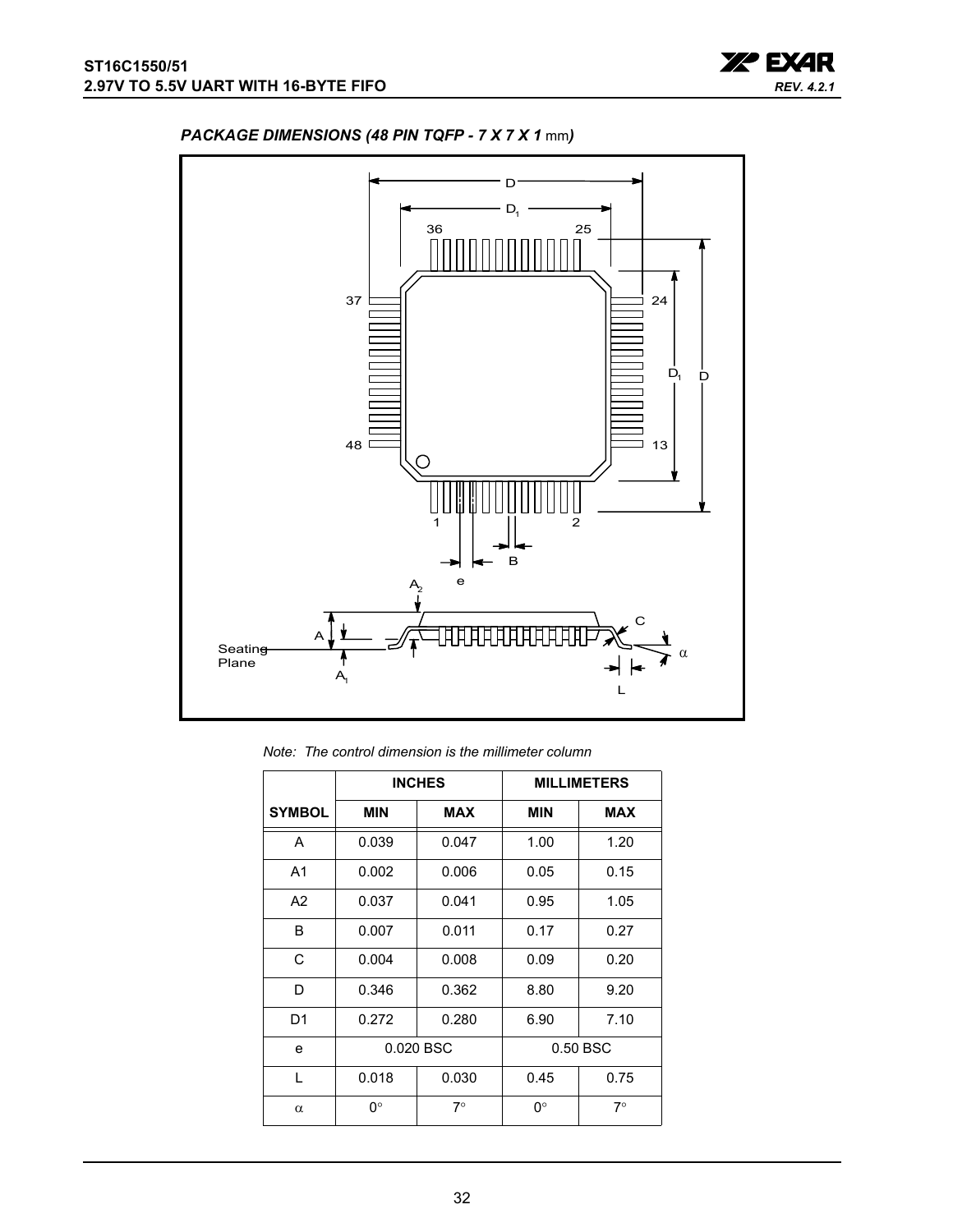### *PACKAGE DIMENSIONS (48 PIN TQFP - 7 X 7 X 1 mm)*

*Note: The control dimension is the millimeter column*

| | INCHES | | MILLIMETERS | |
|---|---|---|---|---|
| SYMBOL | MIN | MAX | MIN | MAX |
| A | 0.039 | 0.047 | 1.00 | 1.20 |
| A1 | 0.002 | 0.006 | 0.05 | 0.15 |
| A2 | 0.037 | 0.041 | 0.95 | 1.05 |
| B | 0.007 | 0.011 | 0.17 | 0.27 |
| C | 0.004 | 0.008 | 0.09 | 0.20 |
| D | 0.346 | 0.362 | 8.80 | 9.20 |
| D1 | 0.272 | 0.280 | 6.90 | 7.10 |
| e | 0.020 BSC | | 0.50 BSC | |
| L | 0.018 | 0.030 | 0.45 | 0.75 |
| $\alpha$ | 0° | 7° | 0° | 7° |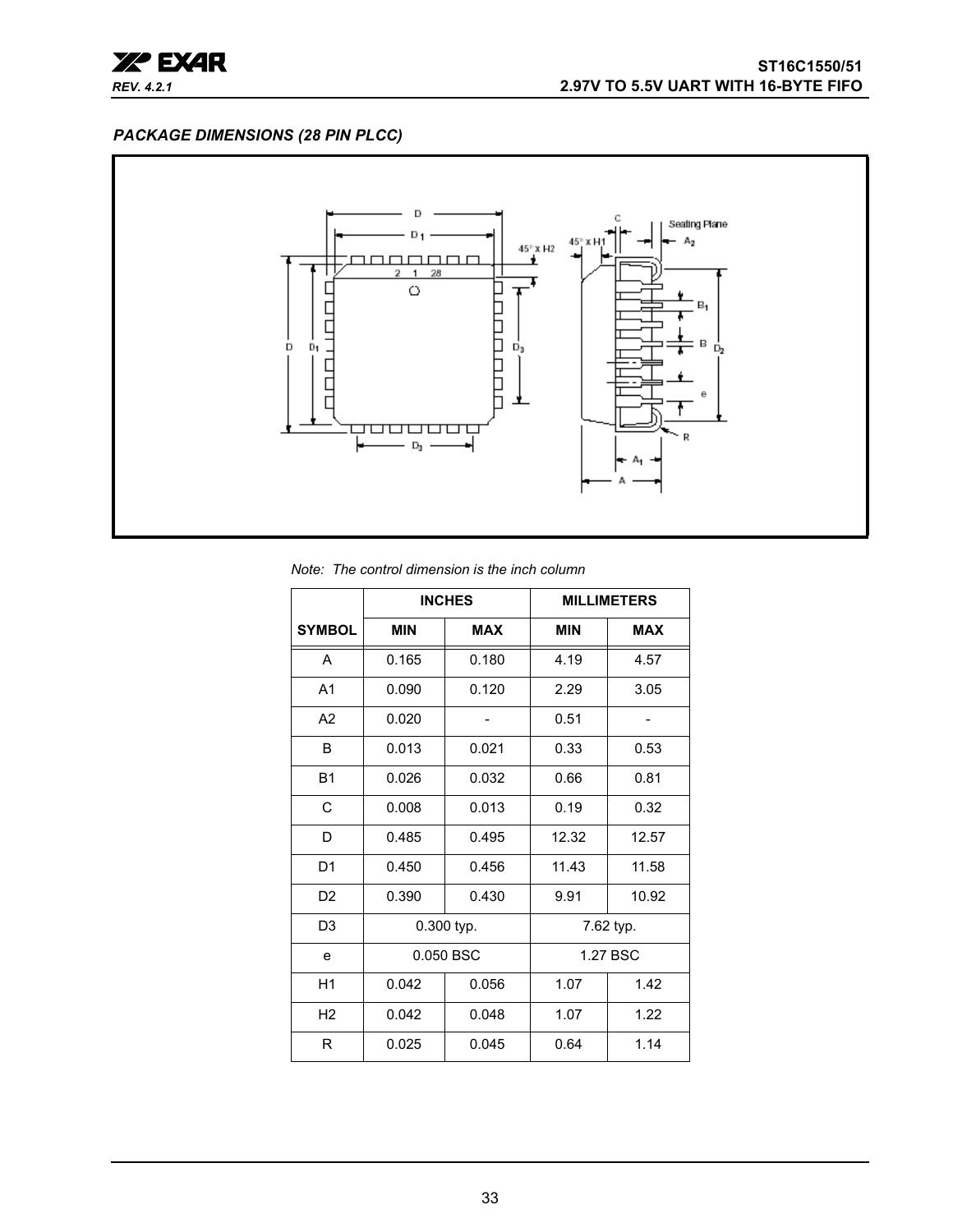### PACKAGE DIMENSIONS (28 PIN PLCC)

*Note: The control dimension is the inch column*

| | INCHES | | MILLIMETERS | |
|---|---|---|---|---|
| SYMBOL | MIN | MAX | MIN | MAX |
| A | 0.165 | 0.180 | 4.19 | 4.57 |
| A1 | 0.090 | 0.120 | 2.29 | 3.05 |
| A2 | 0.020 | - | 0.51 | - |
| B | 0.013 | 0.021 | 0.33 | 0.53 |
| B1 | 0.026 | 0.032 | 0.66 | 0.81 |
| C | 0.008 | 0.013 | 0.19 | 0.32 |
| D | 0.485 | 0.495 | 12.32 | 12.57 |
| D1 | 0.450 | 0.456 | 11.43 | 11.58 |
| D2 | 0.390 | 0.430 | 9.91 | 10.92 |
| D3 | 0.300 typ. | | 7.62 typ. | |
| e | 0.050 BSC | | 1.27 BSC | |
| H1 | 0.042 | 0.056 | 1.07 | 1.42 |
| H2 | 0.042 | 0.048 | 1.07 | 1.22 |
| R | 0.025 | 0.045 | 0.64 | 1.14 |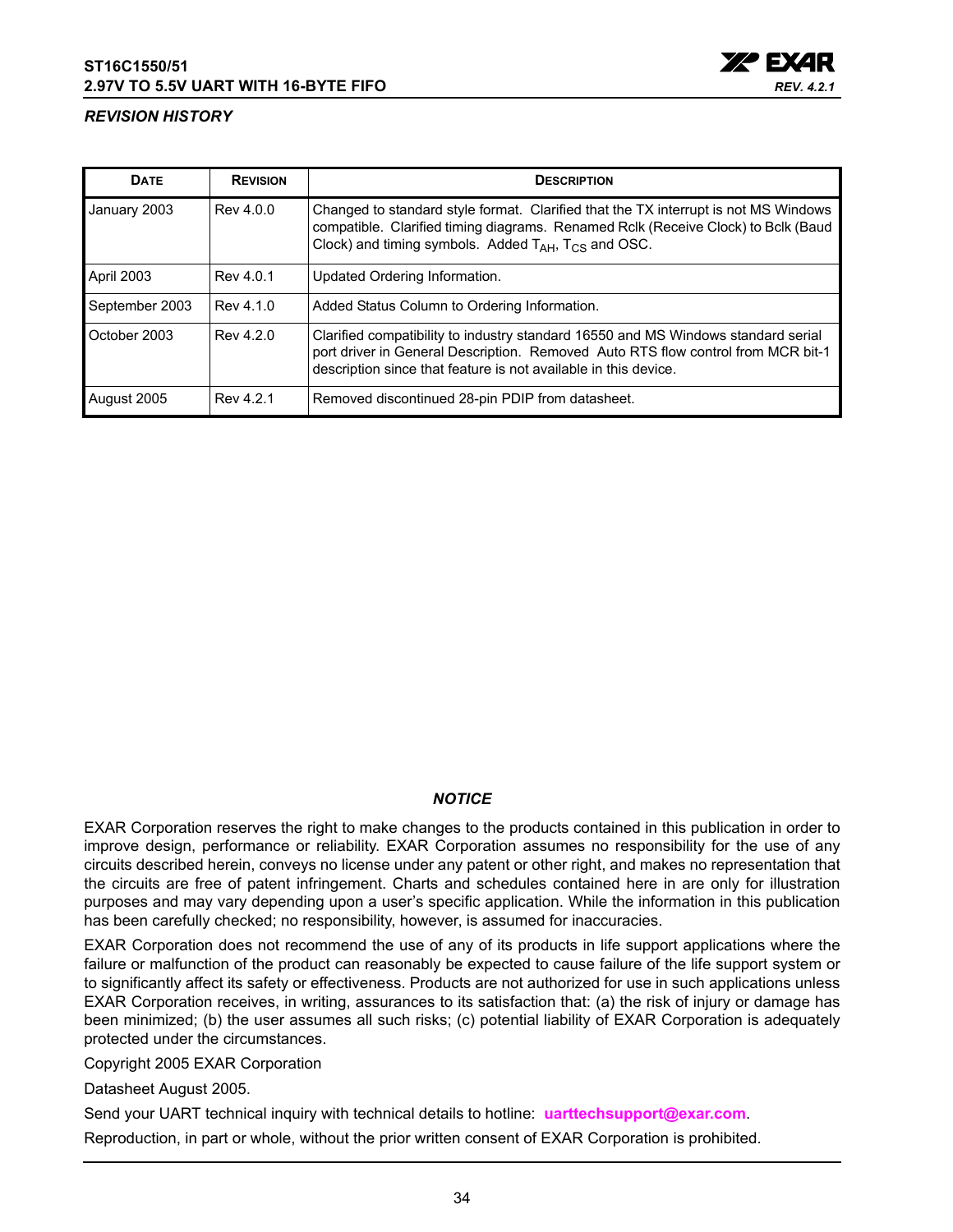## *REVISION HISTORY*

| DATE | REVISION | DESCRIPTION |
|---|---|---|
| January 2003 | Rev 4.0.0 | Changed to standard style format. Clarified that the TX interrupt is not MS Windows compatible. Clarified timing diagrams. Renamed Rclk (Receive Clock) to Bclk (Baud Clock) and timing symbols. Added $T_{AH}$, $T_{CS}$ and OSC. |
| April 2003 | Rev 4.0.1 | Updated Ordering Information. |
| September 2003 | Rev 4.1.0 | Added Status Column to Ordering Information. |
| October 2003 | Rev 4.2.0 | Clarified compatibility to industry standard 16550 and MS Windows standard serial port driver in General Description. Removed Auto RTS flow control from MCR bit-1 description since that feature is not available in this device. |
| August 2005 | Rev 4.2.1 | Removed discontinued 28-pin PDIP from datasheet. |

### *NOTICE*

EXAR Corporation reserves the right to make changes to the products contained in this publication in order to improve design, performance or reliability. EXAR Corporation assumes no responsibility for the use of any circuits described herein, conveys no license under any patent or other right, and makes no representation that the circuits are free of patent infringement. Charts and schedules contained here in are only for illustration purposes and may vary depending upon a user's specific application. While the information in this publication has been carefully checked; no responsibility, however, is assumed for inaccuracies.

EXAR Corporation does not recommend the use of any of its products in life support applications where the failure or malfunction of the product can reasonably be expected to cause failure of the life support system or to significantly affect its safety or effectiveness. Products are not authorized for use in such applications unless EXAR Corporation receives, in writing, assurances to its satisfaction that: (a) the risk of injury or damage has been minimized; (b) the user assumes all such risks; (c) potential liability of EXAR Corporation is adequately protected under the circumstances.

Copyright 2005 EXAR Corporation

Datasheet August 2005.

Send your UART technical inquiry with technical details to hotline: **uarttechsupport@exar.com**.

Reproduction, in part or whole, without the prior written consent of EXAR Corporation is prohibited.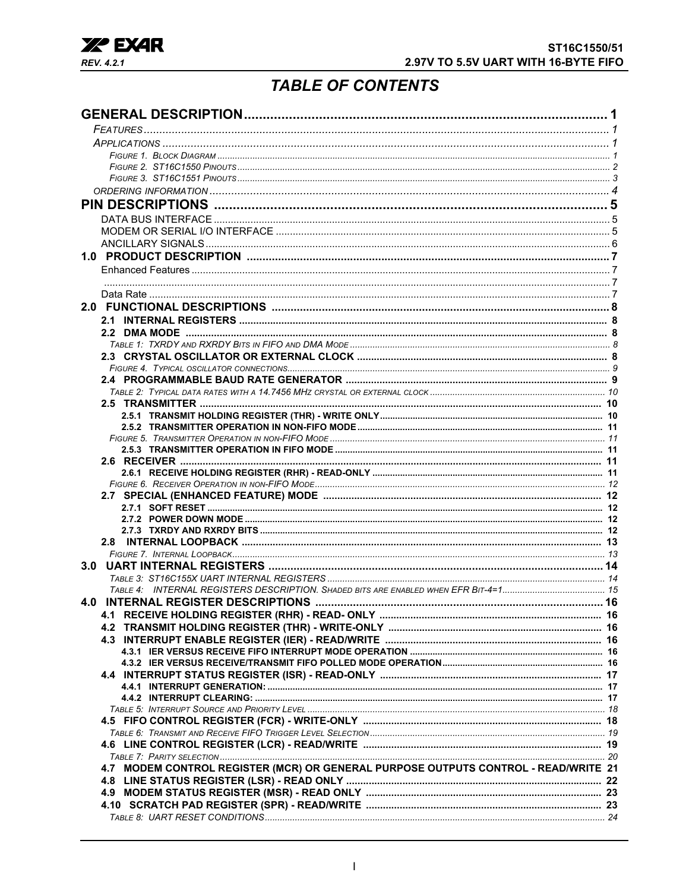# TABLE OF CONTENTS

**GENERAL DESCRIPTION** .................................................................................................. 1

*FEATURES* .................................................................................................. 1

*APPLICATIONS* .................................................................................................. 1

*FIGURE 1. BLOCK DIAGRAM* .................................................................................................. 1

*FIGURE 2. ST16C1550 PINOUTS* .................................................................................................. 2

*FIGURE 3. ST16C1551 PINOUTS* .................................................................................................. 3

*ORDERING INFORMATION* .................................................................................................. 4

**PIN DESCRIPTIONS** .................................................................................................. 5

DATA BUS INTERFACE .................................................................................................. 5

MODEM OR SERIAL I/O INTERFACE .................................................................................................. 5

ANCILLARY SIGNALS .................................................................................................. 6

**1.0 PRODUCT DESCRIPTION** .................................................................................................. 7

Enhanced Features .................................................................................................. 7

.................................................................................................. 7

Data Rate .................................................................................................. 7

**2.0 FUNCTIONAL DESCRIPTIONS** .................................................................................................. 8

**2.1 INTERNAL REGISTERS** .................................................................................................. 8

**2.2 DMA MODE** .................................................................................................. 8

*TABLE 1: TXRDY AND RXRDY BITS IN FIFO AND DMA MODE* .................................................................................................. 8

**2.3 CRYSTAL OSCILLATOR OR EXTERNAL CLOCK** .................................................................................................. 8

*FIGURE 4. TYPICAL OSCILLATOR CONNECTIONS* .................................................................................................. 9

**2.4 PROGRAMMABLE BAUD RATE GENERATOR** .................................................................................................. 9

*TABLE 2: TYPICAL DATA RATES WITH A 14.7456 MHZ CRYSTAL OR EXTERNAL CLOCK* .................................................................................................. 10

**2.5 TRANSMITTER** .................................................................................................. 10

**2.5.1 TRANSMIT HOLDING REGISTER (THR) - WRITE ONLY** .................................................................................................. 10

**2.5.2 TRANSMITTER OPERATION IN NON-FIFO MODE** .................................................................................................. 11

*FIGURE 5. TRANSMITTER OPERATION IN NON-FIFO MODE* .................................................................................................. 11

**2.5.3 TRANSMITTER OPERATION IN FIFO MODE** .................................................................................................. 11

**2.6 RECEIVER** .................................................................................................. 11

**2.6.1 RECEIVE HOLDING REGISTER (RHR) - READ-ONLY** .................................................................................................. 11

*FIGURE 6. RECEIVER OPERATION IN NON-FIFO MODE* .................................................................................................. 12

**2.7 SPECIAL (ENHANCED FEATURE) MODE** .................................................................................................. 12

**2.7.1 SOFT RESET** .................................................................................................. 12

**2.7.2 POWER DOWN MODE** .................................................................................................. 12

**2.7.3 TXRDY AND RXRDY BITS** .................................................................................................. 12

**2.8 INTERNAL LOOPBACK** .................................................................................................. 13

*FIGURE 7. INTERNAL LOOPBACK* .................................................................................................. 13

**3.0 UART INTERNAL REGISTERS** .................................................................................................. 14

*TABLE 3: ST16C155X UART INTERNAL REGISTERS* .................................................................................................. 14

*TABLE 4: INTERNAL REGISTERS DESCRIPTION. SHADED BITS ARE ENABLED WHEN EFR BIT-4=1* .................................................................................................. 15

**4.0 INTERNAL REGISTER DESCRIPTIONS** .................................................................................................. 16

**4.1 RECEIVE HOLDING REGISTER (RHR) - READ- ONLY** .................................................................................................. 16

**4.2 TRANSMIT HOLDING REGISTER (THR) - WRITE-ONLY** .................................................................................................. 16

**4.3 INTERRUPT ENABLE REGISTER (IER) - READ/WRITE** .................................................................................................. 16

**4.3.1 IER VERSUS RECEIVE FIFO INTERRUPT MODE OPERATION** .................................................................................................. 16

**4.3.2 IER VERSUS RECEIVE/TRANSMIT FIFO POLLED MODE OPERATION** .................................................................................................. 16

**4.4 INTERRUPT STATUS REGISTER (ISR) - READ-ONLY** .................................................................................................. 17

**4.4.1 INTERRUPT GENERATION:** .................................................................................................. 17

**4.4.2 INTERRUPT CLEARING:** .................................................................................................. 17

*TABLE 5: INTERRUPT SOURCE AND PRIORITY LEVEL* .................................................................................................. 18

**4.5 FIFO CONTROL REGISTER (FCR) - WRITE-ONLY** .................................................................................................. 18

*TABLE 6: TRANSMIT AND RECEIVE FIFO TRIGGER LEVEL SELECTION* .................................................................................................. 19

**4.6 LINE CONTROL REGISTER (LCR) - READ/WRITE** .................................................................................................. 19

*TABLE 7: PARITY SELECTION* .................................................................................................. 20

**4.7 MODEM CONTROL REGISTER (MCR) OR GENERAL PURPOSE OUTPUTS CONTROL - READ/WRITE** 21

**4.8 LINE STATUS REGISTER (LSR) - READ ONLY** .................................................................................................. 22

**4.9 MODEM STATUS REGISTER (MSR) - READ ONLY** .................................................................................................. 23

**4.10 SCRATCH PAD REGISTER (SPR) - READ/WRITE** .................................................................................................. 23

*TABLE 8: UART RESET CONDITIONS* .................................................................................................. 24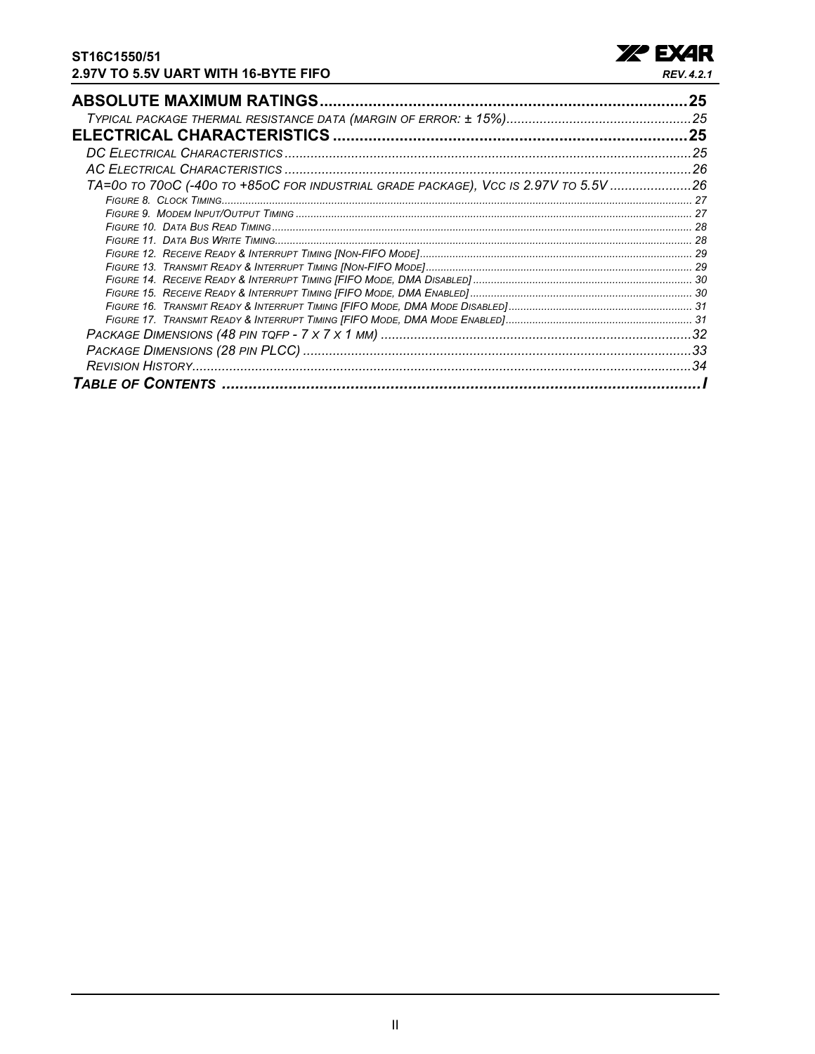**ABSOLUTE MAXIMUM RATINGS**...................................................................................25

*TYPICAL PACKAGE THERMAL RESISTANCE DATA (MARGIN OF ERROR: ± 15%)*...............................................25

**ELECTRICAL CHARACTERISTICS** ...............................................................................25

*DC ELECTRICAL CHARACTERISTICS*...........................................................................................25

*AC ELECTRICAL CHARACTERISTICS* ..........................................................................................26

*TA=0O TO 70OC (-40O TO +85OC FOR INDUSTRIAL GRADE PACKAGE), VCC IS 2.97V TO 5.5V* ......................26

*FIGURE 8. CLOCK TIMING*.............................................................................................................. 27

*FIGURE 9. MODEM INPUT/OUTPUT TIMING* .................................................................................... 27

*FIGURE 10. DATA BUS READ TIMING*.............................................................................................. 28

*FIGURE 11. DATA BUS WRITE TIMING*............................................................................................. 28

*FIGURE 12. RECEIVE READY & INTERRUPT TIMING [NON-FIFO MODE]*.............................................. 29

*FIGURE 13. TRANSMIT READY & INTERRUPT TIMING [NON-FIFO MODE]*............................................ 29

*FIGURE 14. RECEIVE READY & INTERRUPT TIMING [FIFO MODE, DMA DISABLED]* .............................. 30

*FIGURE 15. RECEIVE READY & INTERRUPT TIMING [FIFO MODE, DMA ENABLED]* ................................ 30

*FIGURE 16. TRANSMIT READY & INTERRUPT TIMING [FIFO MODE, DMA MODE DISABLED]* ..................... 31

*FIGURE 17. TRANSMIT READY & INTERRUPT TIMING [FIFO MODE, DMA MODE ENABLED]* ...................... 31

*PACKAGE DIMENSIONS (48 PIN TQFP - 7 X 7 X 1 MM)* ....................................................................32

*PACKAGE DIMENSIONS (28 PIN PLCC)* ..........................................................................................33

*REVISION HISTORY*.......................................................................................................................34

***TABLE OF CONTENTS*** ..............................................................................................I